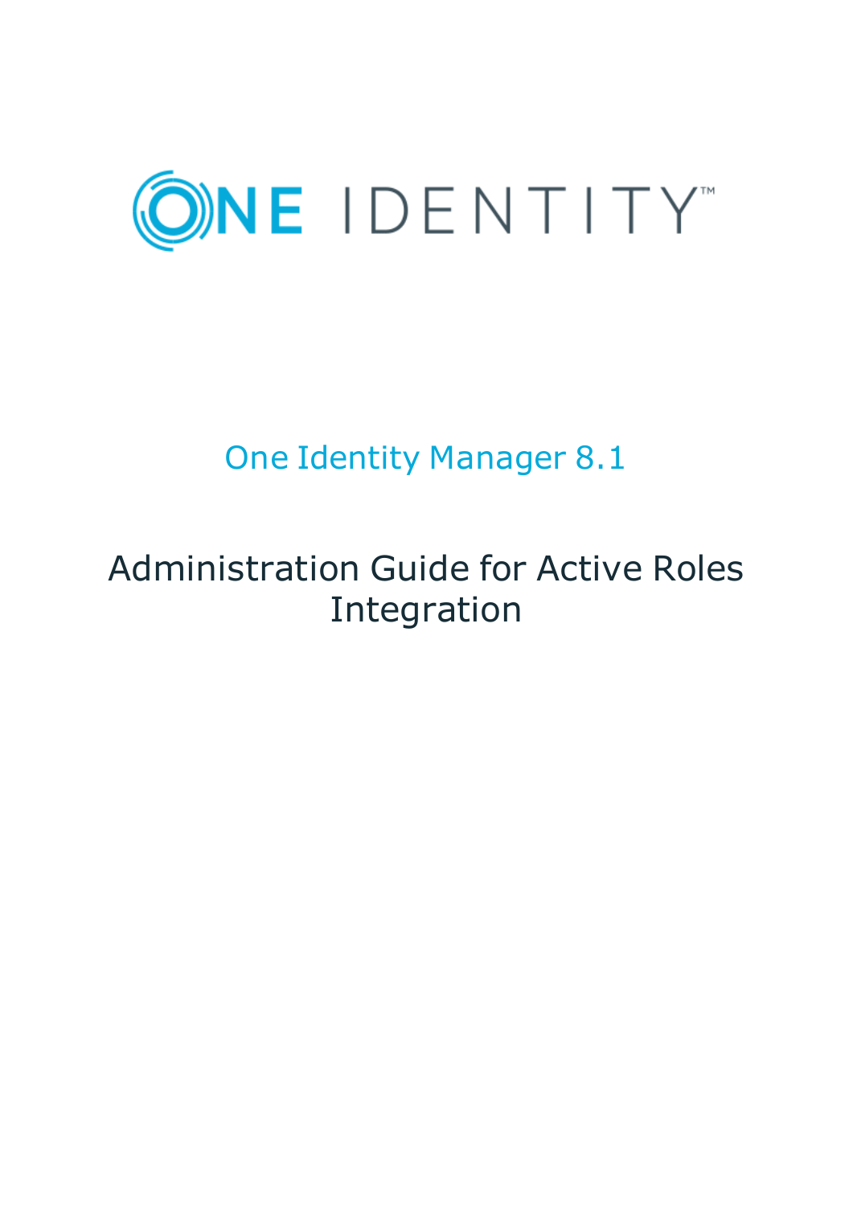ONE IDENTITY

# One Identity Manager 8.1

## Administration Guide for Active Roles Integration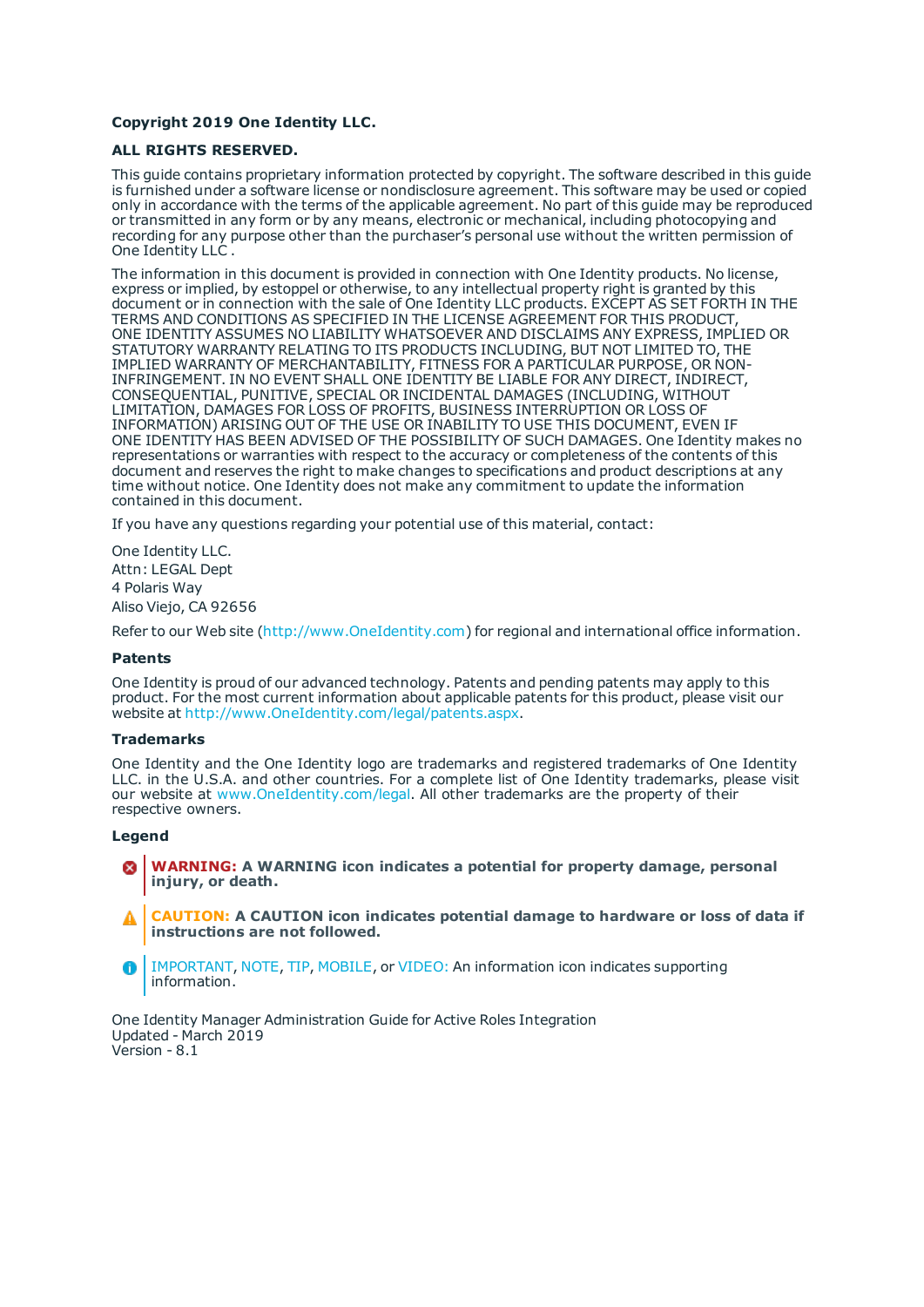**Copyright 2019 One Identity LLC.**

**ALL RIGHTS RESERVED.**

This guide contains proprietary information protected by copyright. The software described in this guide is furnished under a software license or nondisclosure agreement. This software may be used or copied only in accordance with the terms of the applicable agreement. No part of this guide may be reproduced or transmitted in any form or by any means, electronic or mechanical, including photocopying and recording for any purpose other than the purchaser's personal use without the written permission of One Identity LLC .

The information in this document is provided in connection with One Identity products. No license, express or implied, by estoppel or otherwise, to any intellectual property right is granted by this document or in connection with the sale of One Identity LLC products. EXCEPT AS SET FORTH IN THE TERMS AND CONDITIONS AS SPECIFIED IN THE LICENSE AGREEMENT FOR THIS PRODUCT, ONE IDENTITY ASSUMES NO LIABILITY WHATSOEVER AND DISCLAIMS ANY EXPRESS, IMPLIED OR STATUTORY WARRANTY RELATING TO ITS PRODUCTS INCLUDING, BUT NOT LIMITED TO, THE IMPLIED WARRANTY OF MERCHANTABILITY, FITNESS FOR A PARTICULAR PURPOSE, OR NON-INFRINGEMENT. IN NO EVENT SHALL ONE IDENTITY BE LIABLE FOR ANY DIRECT, INDIRECT, CONSEQUENTIAL, PUNITIVE, SPECIAL OR INCIDENTAL DAMAGES (INCLUDING, WITHOUT LIMITATION, DAMAGES FOR LOSS OF PROFITS, BUSINESS INTERRUPTION OR LOSS OF INFORMATION) ARISING OUT OF THE USE OR INABILITY TO USE THIS DOCUMENT, EVEN IF ONE IDENTITY HAS BEEN ADVISED OF THE POSSIBILITY OF SUCH DAMAGES. One Identity makes no representations or warranties with respect to the accuracy or completeness of the contents of this document and reserves the right to make changes to specifications and product descriptions at any time without notice. One Identity does not make any commitment to update the information contained in this document.

If you have any questions regarding your potential use of this material, contact:

One Identity LLC.
Attn: LEGAL Dept
4 Polaris Way
Aliso Viejo, CA 92656

Refer to our Web site (http://www.OneIdentity.com) for regional and international office information.

### Patents

One Identity is proud of our advanced technology. Patents and pending patents may apply to this product. For the most current information about applicable patents for this product, please visit our website at http://www.OneIdentity.com/legal/patents.aspx.

### Trademarks

One Identity and the One Identity logo are trademarks and registered trademarks of One Identity LLC. in the U.S.A. and other countries. For a complete list of One Identity trademarks, please visit our website at www.OneIdentity.com/legal. All other trademarks are the property of their respective owners.

### Legend

**WARNING: A WARNING icon indicates a potential for property damage, personal injury, or death.**

**CAUTION: A CAUTION icon indicates potential damage to hardware or loss of data if instructions are not followed.**

IMPORTANT, NOTE, TIP, MOBILE, or VIDEO: An information icon indicates supporting information.

One Identity Manager Administration Guide for Active Roles Integration
Updated - March 2019
Version - 8.1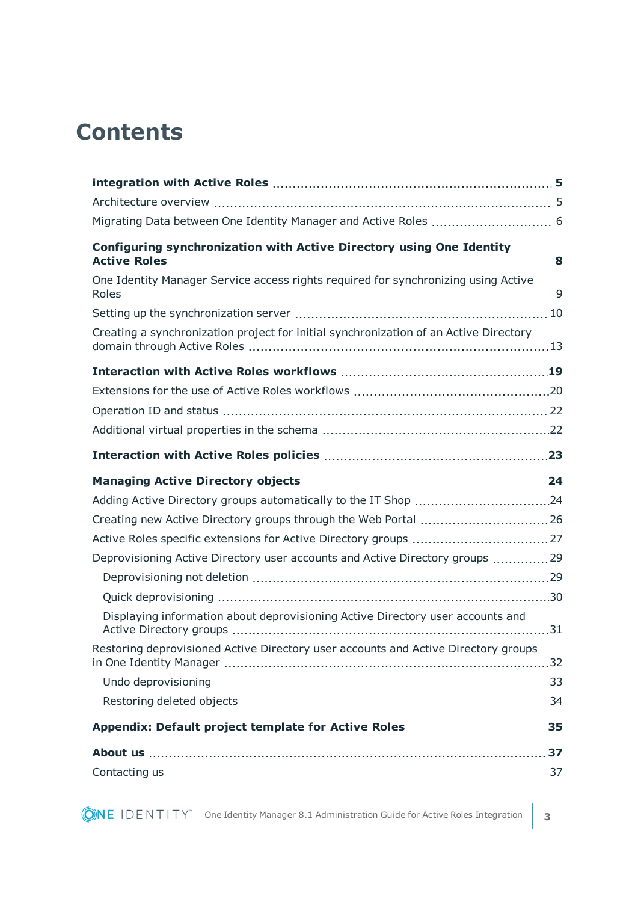# Contents

**integration with Active Roles** 5

- Architecture overview 5
- Migrating Data between One Identity Manager and Active Roles 6

**Configuring synchronization with Active Directory using One Identity Active Roles** 8

- One Identity Manager Service access rights required for synchronizing using Active Roles 9
- Setting up the synchronization server 10
- Creating a synchronization project for initial synchronization of an Active Directory domain through Active Roles 13

**Interaction with Active Roles workflows** 19

- Extensions for the use of Active Roles workflows 20
- Operation ID and status 22
- Additional virtual properties in the schema 22

**Interaction with Active Roles policies** 23

**Managing Active Directory objects** 24

- Adding Active Directory groups automatically to the IT Shop 24
- Creating new Active Directory groups through the Web Portal 26
- Active Roles specific extensions for Active Directory groups 27
- Deprovisioning Active Directory user accounts and Active Directory groups 29
  - Deprovisioning not deletion 29
  - Quick deprovisioning 30
  - Displaying information about deprovisioning Active Directory user accounts and Active Directory groups 31
- Restoring deprovisioned Active Directory user accounts and Active Directory groups in One Identity Manager 32
  - Undo deprovisioning 33
  - Restoring deleted objects 34

**Appendix: Default project template for Active Roles** 35

**About us** 37

- Contacting us 37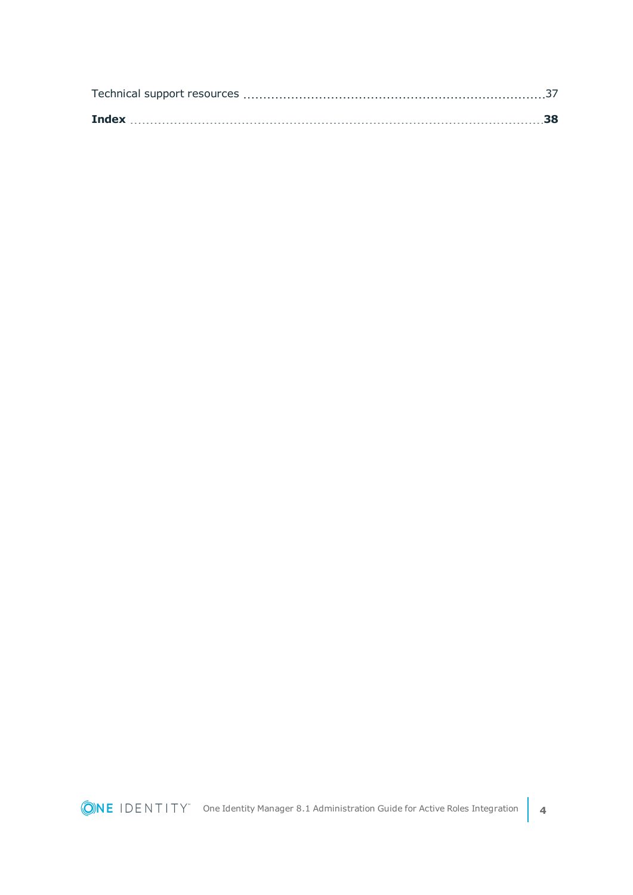Technical support resources 37

**Index 38**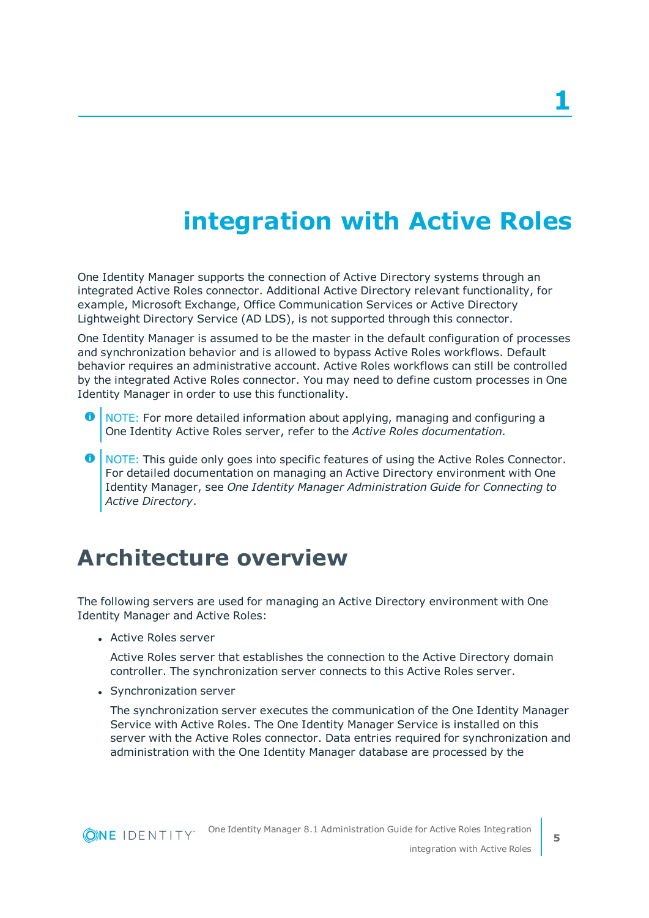# 1

# integration with Active Roles

One Identity Manager supports the connection of Active Directory systems through an integrated Active Roles connector. Additional Active Directory relevant functionality, for example, Microsoft Exchange, Office Communication Services or Active Directory Lightweight Directory Service (AD LDS), is not supported through this connector.

One Identity Manager is assumed to be the master in the default configuration of processes and synchronization behavior and is allowed to bypass Active Roles workflows. Default behavior requires an administrative account. Active Roles workflows can still be controlled by the integrated Active Roles connector. You may need to define custom processes in One Identity Manager in order to use this functionality.

> NOTE: For more detailed information about applying, managing and configuring a One Identity Active Roles server, refer to the *Active Roles documentation*.

> NOTE: This guide only goes into specific features of using the Active Roles Connector. For detailed documentation on managing an Active Directory environment with One Identity Manager, see *One Identity Manager Administration Guide for Connecting to Active Directory*.

## Architecture overview

The following servers are used for managing an Active Directory environment with One Identity Manager and Active Roles:

- Active Roles server

  Active Roles server that establishes the connection to the Active Directory domain controller. The synchronization server connects to this Active Roles server.

- Synchronization server

  The synchronization server executes the communication of the One Identity Manager Service with Active Roles. The One Identity Manager Service is installed on this server with the Active Roles connector. Data entries required for synchronization and administration with the One Identity Manager database are processed by the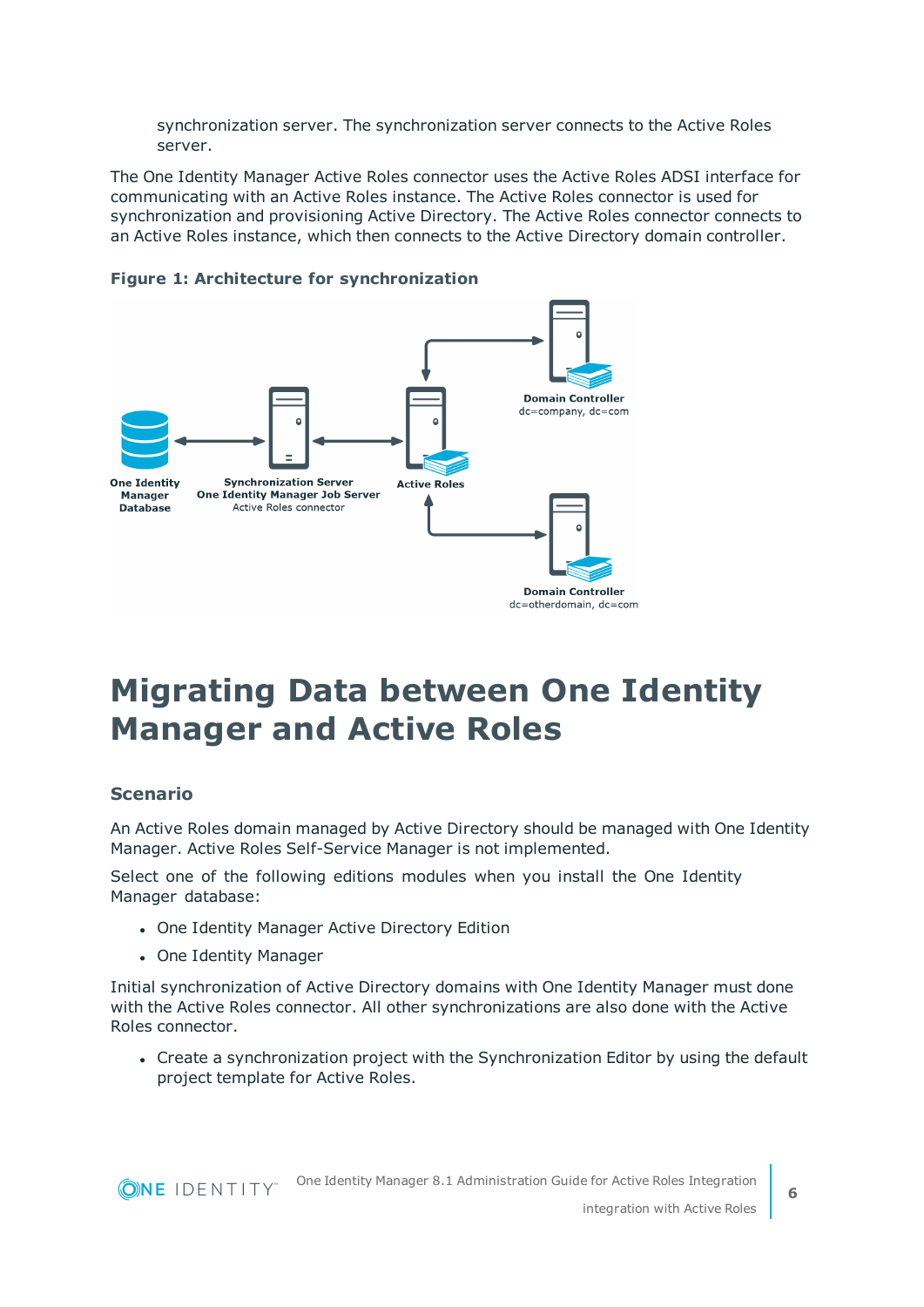synchronization server. The synchronization server connects to the Active Roles server.

The One Identity Manager Active Roles connector uses the Active Roles ADSI interface for communicating with an Active Roles instance. The Active Roles connector is used for synchronization and provisioning Active Directory. The Active Roles connector connects to an Active Roles instance, which then connects to the Active Directory domain controller.

**Figure 1: Architecture for synchronization**

# Migrating Data between One Identity Manager and Active Roles

### Scenario

An Active Roles domain managed by Active Directory should be managed with One Identity Manager. Active Roles Self-Service Manager is not implemented.

Select one of the following editions modules when you install the One Identity Manager database:

- One Identity Manager Active Directory Edition
- One Identity Manager

Initial synchronization of Active Directory domains with One Identity Manager must done with the Active Roles connector. All other synchronizations are also done with the Active Roles connector.

- Create a synchronization project with the Synchronization Editor by using the default project template for Active Roles.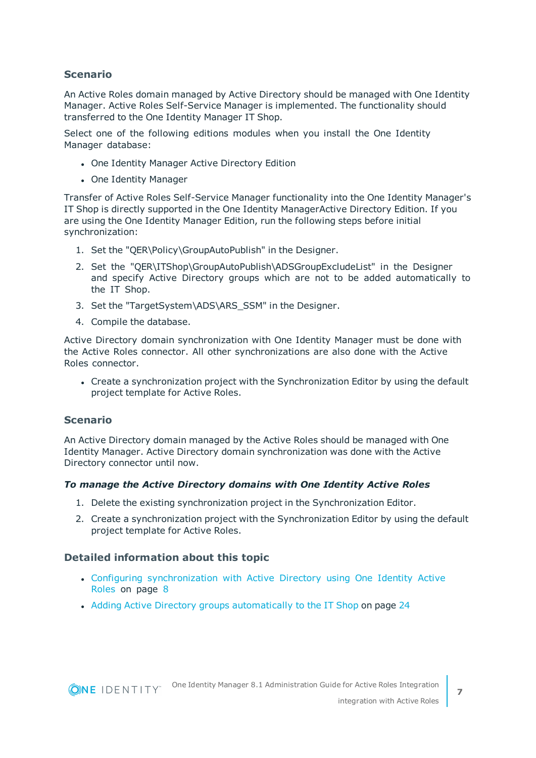### Scenario

An Active Roles domain managed by Active Directory should be managed with One Identity Manager. Active Roles Self-Service Manager is implemented. The functionality should transferred to the One Identity Manager IT Shop.

Select one of the following editions modules when you install the One Identity Manager database:

- One Identity Manager Active Directory Edition
- One Identity Manager

Transfer of Active Roles Self-Service Manager functionality into the One Identity Manager's IT Shop is directly supported in the One Identity ManagerActive Directory Edition. If you are using the One Identity Manager Edition, run the following steps before initial synchronization:

1. Set the "QER\Policy\GroupAutoPublish" in the Designer.
2. Set the "QER\ITShop\GroupAutoPublish\ADSGroupExcludeList" in the Designer and specify Active Directory groups which are not to be added automatically to the IT Shop.
3. Set the "TargetSystem\ADS\ARS_SSM" in the Designer.
4. Compile the database.

Active Directory domain synchronization with One Identity Manager must be done with the Active Roles connector. All other synchronizations are also done with the Active Roles connector.

- Create a synchronization project with the Synchronization Editor by using the default project template for Active Roles.

### Scenario

An Active Directory domain managed by the Active Roles should be managed with One Identity Manager. Active Directory domain synchronization was done with the Active Directory connector until now.

***To manage the Active Directory domains with One Identity Active Roles***

1. Delete the existing synchronization project in the Synchronization Editor.
2. Create a synchronization project with the Synchronization Editor by using the default project template for Active Roles.

### Detailed information about this topic

- Configuring synchronization with Active Directory using One Identity Active Roles on page 8
- Adding Active Directory groups automatically to the IT Shop on page 24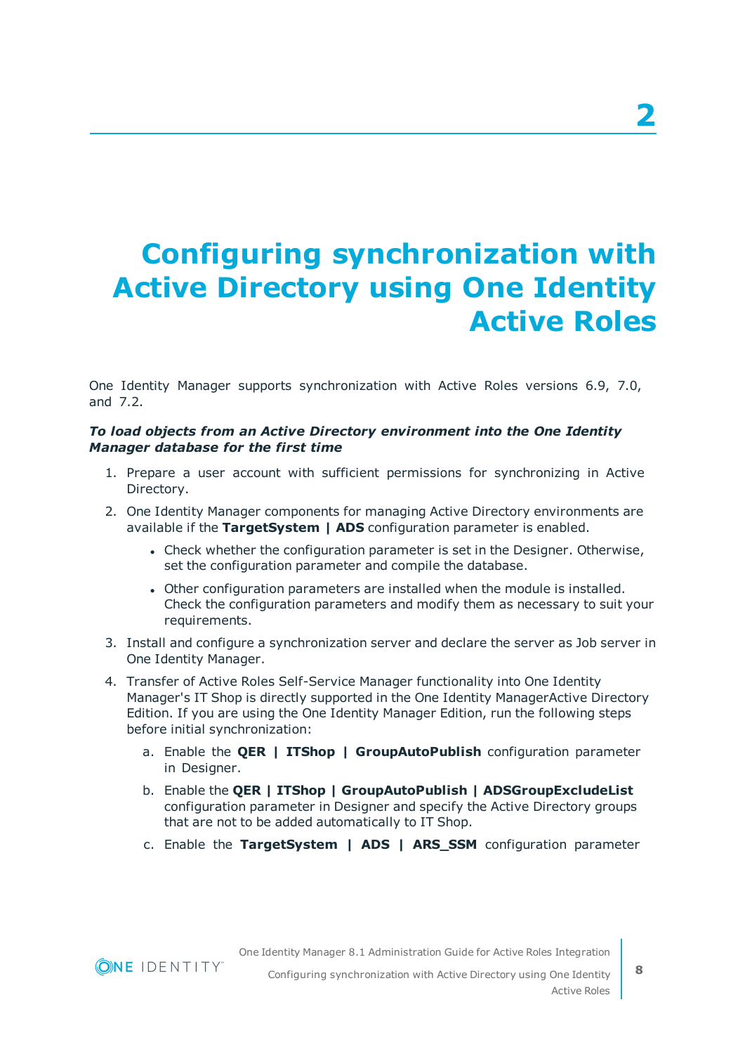# 2 Configuring synchronization with Active Directory using One Identity Active Roles

One Identity Manager supports synchronization with Active Roles versions 6.9, 7.0, and 7.2.

***To load objects from an Active Directory environment into the One Identity Manager database for the first time***

1. Prepare a user account with sufficient permissions for synchronizing in Active Directory.
2. One Identity Manager components for managing Active Directory environments are available if the **TargetSystem | ADS** configuration parameter is enabled.
   - Check whether the configuration parameter is set in the Designer. Otherwise, set the configuration parameter and compile the database.
   - Other configuration parameters are installed when the module is installed. Check the configuration parameters and modify them as necessary to suit your requirements.
3. Install and configure a synchronization server and declare the server as Job server in One Identity Manager.
4. Transfer of Active Roles Self-Service Manager functionality into One Identity Manager's IT Shop is directly supported in the One Identity ManagerActive Directory Edition. If you are using the One Identity Manager Edition, run the following steps before initial synchronization:
   a. Enable the **QER | ITShop | GroupAutoPublish** configuration parameter in Designer.
   b. Enable the **QER | ITShop | GroupAutoPublish | ADSGroupExcludeList** configuration parameter in Designer and specify the Active Directory groups that are not to be added automatically to IT Shop.
   c. Enable the **TargetSystem | ADS | ARS_SSM** configuration parameter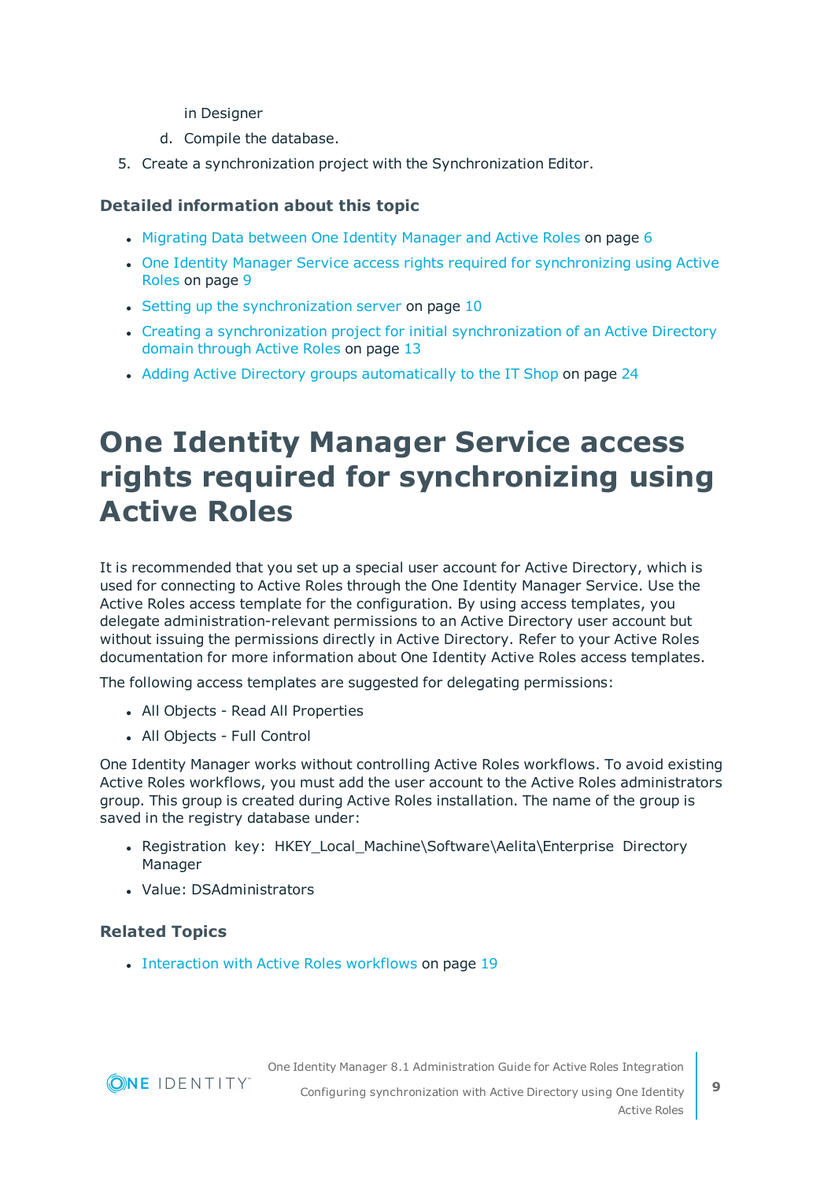in Designer

   d. Compile the database.

5. Create a synchronization project with the Synchronization Editor.

### Detailed information about this topic

- Migrating Data between One Identity Manager and Active Roles on page 6
- One Identity Manager Service access rights required for synchronizing using Active Roles on page 9
- Setting up the synchronization server on page 10
- Creating a synchronization project for initial synchronization of an Active Directory domain through Active Roles on page 13
- Adding Active Directory groups automatically to the IT Shop on page 24

# One Identity Manager Service access rights required for synchronizing using Active Roles

It is recommended that you set up a special user account for Active Directory, which is used for connecting to Active Roles through the One Identity Manager Service. Use the Active Roles access template for the configuration. By using access templates, you delegate administration-relevant permissions to an Active Directory user account but without issuing the permissions directly in Active Directory. Refer to your Active Roles documentation for more information about One Identity Active Roles access templates.

The following access templates are suggested for delegating permissions:

- All Objects - Read All Properties
- All Objects - Full Control

One Identity Manager works without controlling Active Roles workflows. To avoid existing Active Roles workflows, you must add the user account to the Active Roles administrators group. This group is created during Active Roles installation. The name of the group is saved in the registry database under:

- Registration key: HKEY_Local_Machine\Software\Aelita\Enterprise Directory Manager
- Value: DSAdministrators

### Related Topics

- Interaction with Active Roles workflows on page 19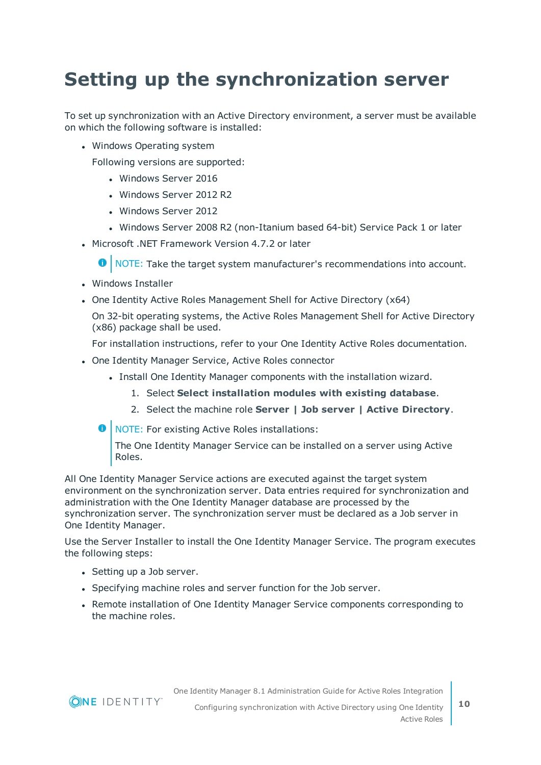# Setting up the synchronization server

To set up synchronization with an Active Directory environment, a server must be available on which the following software is installed:

- Windows Operating system

  Following versions are supported:

  - Windows Server 2016
  - Windows Server 2012 R2
  - Windows Server 2012
  - Windows Server 2008 R2 (non-Itanium based 64-bit) Service Pack 1 or later
- Microsoft .NET Framework Version 4.7.2 or later

  NOTE: Take the target system manufacturer's recommendations into account.

- Windows Installer
- One Identity Active Roles Management Shell for Active Directory (x64)

  On 32-bit operating systems, the Active Roles Management Shell for Active Directory (x86) package shall be used.

  For installation instructions, refer to your One Identity Active Roles documentation.

- One Identity Manager Service, Active Roles connector
  - Install One Identity Manager components with the installation wizard.
    1. Select **Select installation modules with existing database**.
    2. Select the machine role **Server | Job server | Active Directory**.

  NOTE: For existing Active Roles installations:

  The One Identity Manager Service can be installed on a server using Active Roles.

All One Identity Manager Service actions are executed against the target system environment on the synchronization server. Data entries required for synchronization and administration with the One Identity Manager database are processed by the synchronization server. The synchronization server must be declared as a Job server in One Identity Manager.

Use the Server Installer to install the One Identity Manager Service. The program executes the following steps:

- Setting up a Job server.
- Specifying machine roles and server function for the Job server.
- Remote installation of One Identity Manager Service components corresponding to the machine roles.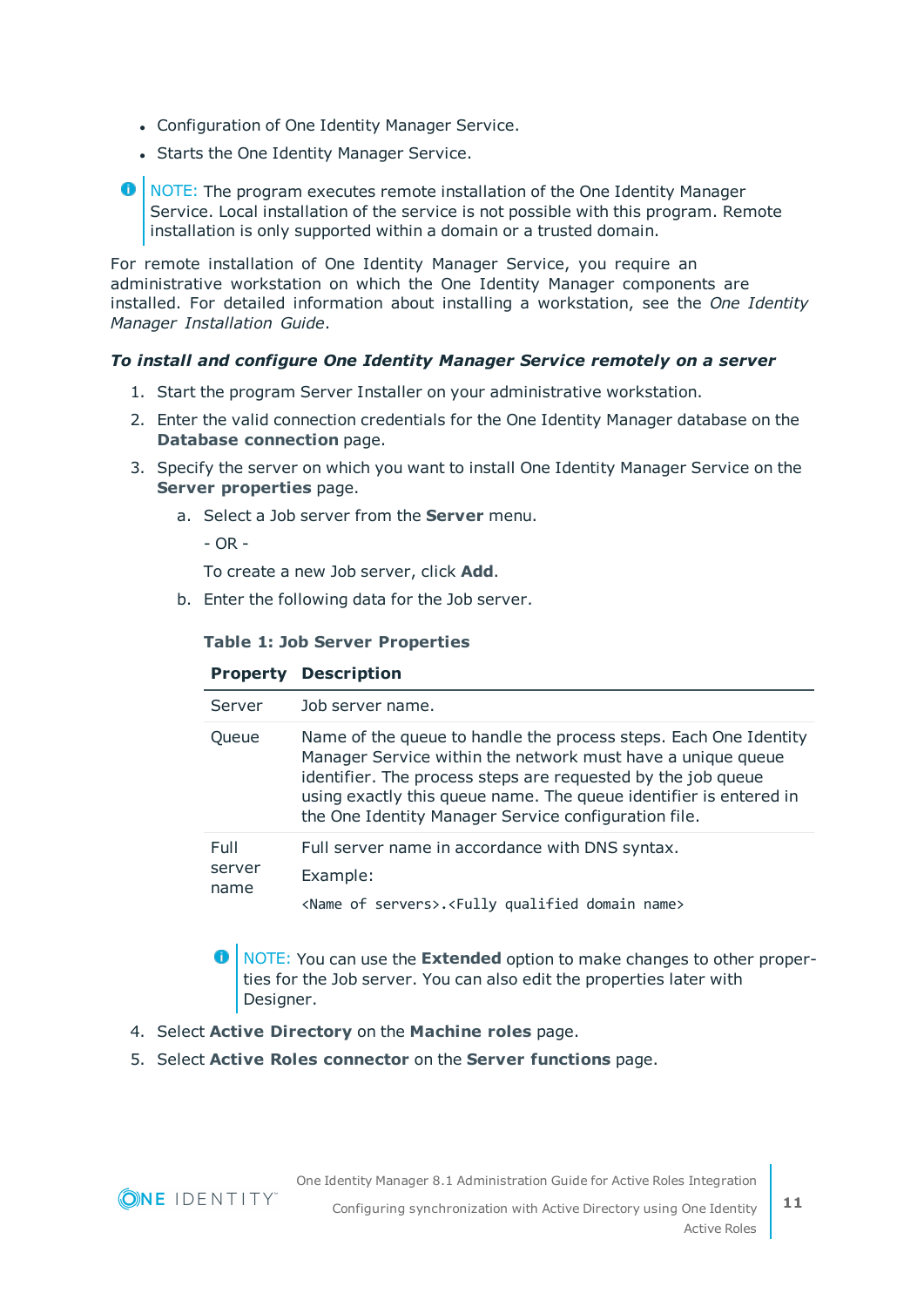- Configuration of One Identity Manager Service.
- Starts the One Identity Manager Service.

NOTE: The program executes remote installation of the One Identity Manager Service. Local installation of the service is not possible with this program. Remote installation is only supported within a domain or a trusted domain.

For remote installation of One Identity Manager Service, you require an administrative workstation on which the One Identity Manager components are installed. For detailed information about installing a workstation, see the *One Identity Manager Installation Guide*.

***To install and configure One Identity Manager Service remotely on a server***

1. Start the program Server Installer on your administrative workstation.
2. Enter the valid connection credentials for the One Identity Manager database on the **Database connection** page.
3. Specify the server on which you want to install One Identity Manager Service on the **Server properties** page.
    a. Select a Job server from the **Server** menu.

       - OR -

       To create a new Job server, click **Add**.
    b. Enter the following data for the Job server.

       **Table 1: Job Server Properties**

       | Property | Description |
       |---|---|
       | Server | Job server name. |
       | Queue | Name of the queue to handle the process steps. Each One Identity Manager Service within the network must have a unique queue identifier. The process steps are requested by the job queue using exactly this queue name. The queue identifier is entered in the One Identity Manager Service configuration file. |
       | Full server name | Full server name in accordance with DNS syntax.<br>Example:<br>`<Name of servers>.<Fully qualified domain name>` |

       NOTE: You can use the **Extended** option to make changes to other properties for the Job server. You can also edit the properties later with Designer.
4. Select **Active Directory** on the **Machine roles** page.
5. Select **Active Roles connector** on the **Server functions** page.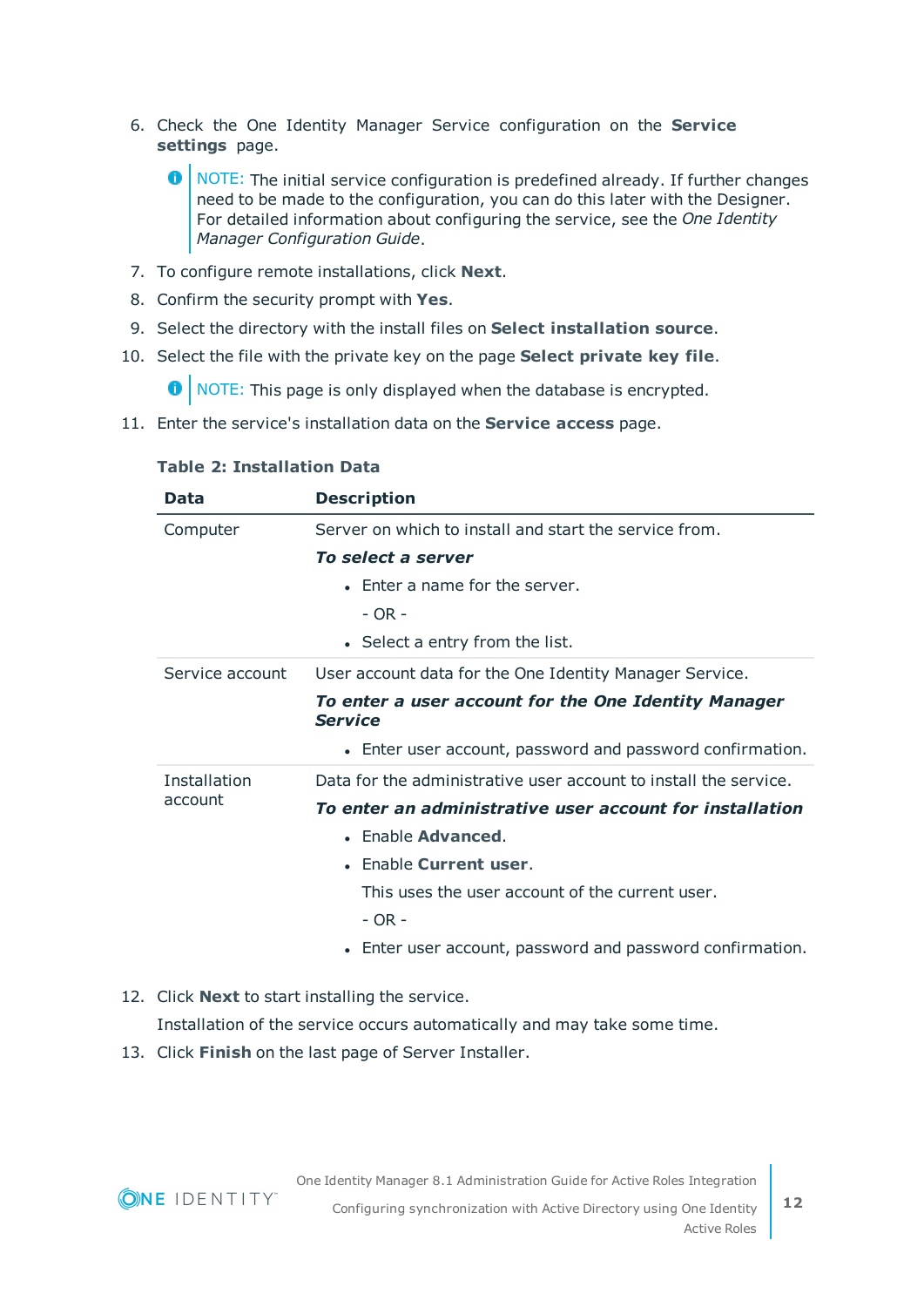6. Check the One Identity Manager Service configuration on the **Service settings** page.

   NOTE: The initial service configuration is predefined already. If further changes need to be made to the configuration, you can do this later with the Designer. For detailed information about configuring the service, see the *One Identity Manager Configuration Guide*.

7. To configure remote installations, click **Next**.
8. Confirm the security prompt with **Yes**.
9. Select the directory with the install files on **Select installation source**.
10. Select the file with the private key on the page **Select private key file**.

    NOTE: This page is only displayed when the database is encrypted.

11. Enter the service's installation data on the **Service access** page.

**Table 2: Installation Data**

| Data | Description |
|---|---|
| Computer | Server on which to install and start the service from.<br>***To select a server***<br>• Enter a name for the server.<br>- OR -<br>• Select a entry from the list. |
| Service account | User account data for the One Identity Manager Service.<br>***To enter a user account for the One Identity Manager Service***<br>• Enter user account, password and password confirmation. |
| Installation account | Data for the administrative user account to install the service.<br>***To enter an administrative user account for installation***<br>• Enable **Advanced**.<br>• Enable **Current user**.<br>This uses the user account of the current user.<br>- OR -<br>• Enter user account, password and password confirmation. |

12. Click **Next** to start installing the service.

    Installation of the service occurs automatically and may take some time.

13. Click **Finish** on the last page of Server Installer.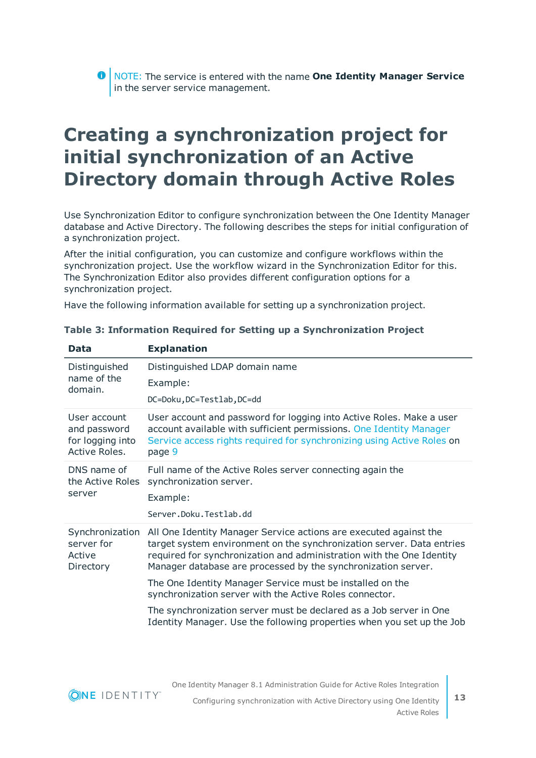> NOTE: The service is entered with the name **One Identity Manager Service** in the server service management.

# Creating a synchronization project for initial synchronization of an Active Directory domain through Active Roles

Use Synchronization Editor to configure synchronization between the One Identity Manager database and Active Directory. The following describes the steps for initial configuration of a synchronization project.

After the initial configuration, you can customize and configure workflows within the synchronization project. Use the workflow wizard in the Synchronization Editor for this. The Synchronization Editor also provides different configuration options for a synchronization project.

Have the following information available for setting up a synchronization project.

**Table 3: Information Required for Setting up a Synchronization Project**

| Data | Explanation |
|---|---|
| Distinguished name of the domain. | Distinguished LDAP domain name<br><br>Example:<br><br>`DC=Doku,DC=Testlab,DC=dd` |
| User account and password for logging into Active Roles. | User account and password for logging into Active Roles. Make a user account available with sufficient permissions. One Identity Manager Service access rights required for synchronizing using Active Roles on page 9 |
| DNS name of the Active Roles server | Full name of the Active Roles server connecting again the synchronization server.<br><br>Example:<br><br>`Server.Doku.Testlab.dd` |
| Synchronization server for Active Directory | All One Identity Manager Service actions are executed against the target system environment on the synchronization server. Data entries required for synchronization and administration with the One Identity Manager database are processed by the synchronization server.<br><br>The One Identity Manager Service must be installed on the synchronization server with the Active Roles connector.<br><br>The synchronization server must be declared as a Job server in One Identity Manager. Use the following properties when you set up the Job |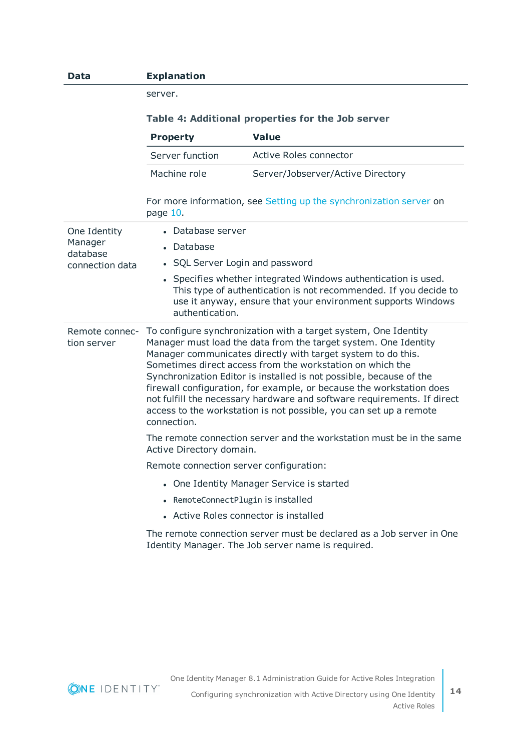| Data | Explanation |
|---|---|
| | server.<br><br>**Table 4: Additional properties for the Job server**<br><br>Property: Server function — Value: Active Roles connector<br>Property: Machine role — Value: Server/Jobserver/Active Directory<br><br>For more information, see Setting up the synchronization server on page 10. |
| One Identity Manager database connection data | • Database server<br>• Database<br>• SQL Server Login and password<br>• Specifies whether integrated Windows authentication is used. This type of authentication is not recommended. If you decide to use it anyway, ensure that your environment supports Windows authentication. |
| Remote connection server | To configure synchronization with a target system, One Identity Manager must load the data from the target system. One Identity Manager communicates directly with target system to do this. Sometimes direct access from the workstation on which the Synchronization Editor is installed is not possible, because of the firewall configuration, for example, or because the workstation does not fulfill the necessary hardware and software requirements. If direct access to the workstation is not possible, you can set up a remote connection.<br><br>The remote connection server and the workstation must be in the same Active Directory domain.<br><br>Remote connection server configuration:<br><br>• One Identity Manager Service is started<br>• `RemoteConnectPlugin` is installed<br>• Active Roles connector is installed<br><br>The remote connection server must be declared as a Job server in One Identity Manager. The Job server name is required. |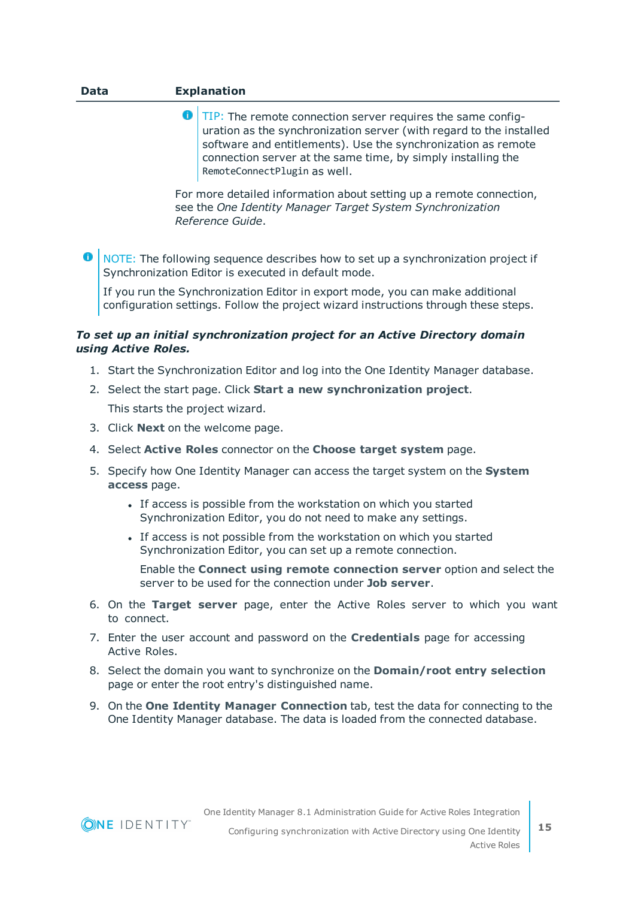| Data | Explanation |
|---|---|
| | TIP: The remote connection server requires the same configuration as the synchronization server (with regard to the installed software and entitlements). Use the synchronization as remote connection server at the same time, by simply installing the `RemoteConnectPlugin` as well.<br><br>For more detailed information about setting up a remote connection, see the *One Identity Manager Target System Synchronization Reference Guide*. |

NOTE: The following sequence describes how to set up a synchronization project if Synchronization Editor is executed in default mode.

If you run the Synchronization Editor in export mode, you can make additional configuration settings. Follow the project wizard instructions through these steps.

***To set up an initial synchronization project for an Active Directory domain using Active Roles.***

1. Start the Synchronization Editor and log into the One Identity Manager database.
2. Select the start page. Click **Start a new synchronization project**.

   This starts the project wizard.
3. Click **Next** on the welcome page.
4. Select **Active Roles** connector on the **Choose target system** page.
5. Specify how One Identity Manager can access the target system on the **System access** page.
   - If access is possible from the workstation on which you started Synchronization Editor, you do not need to make any settings.
   - If access is not possible from the workstation on which you started Synchronization Editor, you can set up a remote connection.

     Enable the **Connect using remote connection server** option and select the server to be used for the connection under **Job server**.
6. On the **Target server** page, enter the Active Roles server to which you want to connect.
7. Enter the user account and password on the **Credentials** page for accessing Active Roles.
8. Select the domain you want to synchronize on the **Domain/root entry selection** page or enter the root entry's distinguished name.
9. On the **One Identity Manager Connection** tab, test the data for connecting to the One Identity Manager database. The data is loaded from the connected database.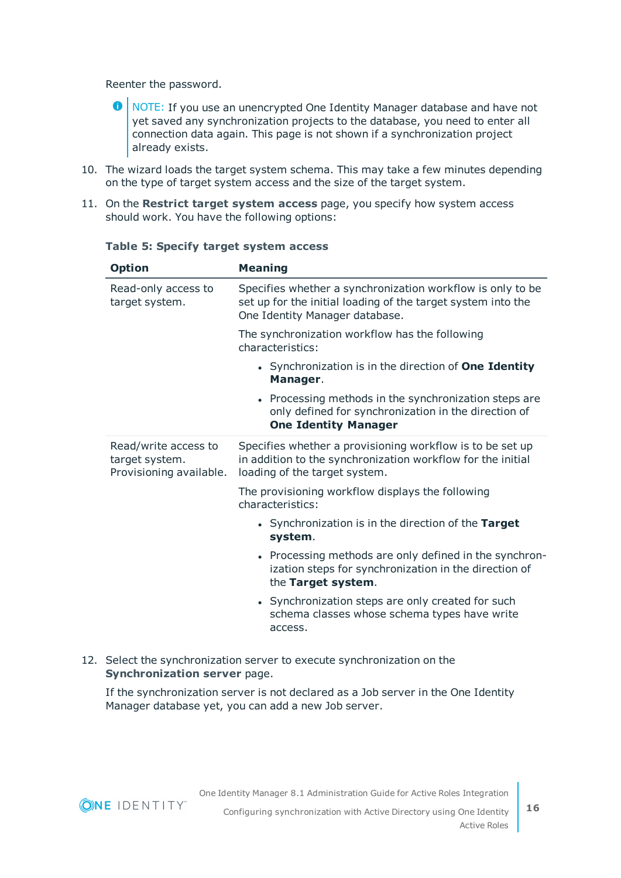Reenter the password.

> NOTE: If you use an unencrypted One Identity Manager database and have not yet saved any synchronization projects to the database, you need to enter all connection data again. This page is not shown if a synchronization project already exists.

10. The wizard loads the target system schema. This may take a few minutes depending on the type of target system access and the size of the target system.
11. On the **Restrict target system access** page, you specify how system access should work. You have the following options:

**Table 5: Specify target system access**

| Option | Meaning |
|---|---|
| Read-only access to target system. | Specifies whether a synchronization workflow is only to be set up for the initial loading of the target system into the One Identity Manager database.<br><br>The synchronization workflow has the following characteristics:<br><br>• Synchronization is in the direction of **One Identity Manager**.<br>• Processing methods in the synchronization steps are only defined for synchronization in the direction of **One Identity Manager** |
| Read/write access to target system. Provisioning available. | Specifies whether a provisioning workflow is to be set up in addition to the synchronization workflow for the initial loading of the target system.<br><br>The provisioning workflow displays the following characteristics:<br><br>• Synchronization is in the direction of the **Target system**.<br>• Processing methods are only defined in the synchronization steps for synchronization in the direction of the **Target system**.<br>• Synchronization steps are only created for such schema classes whose schema types have write access. |

12. Select the synchronization server to execute synchronization on the **Synchronization server** page.

    If the synchronization server is not declared as a Job server in the One Identity Manager database yet, you can add a new Job server.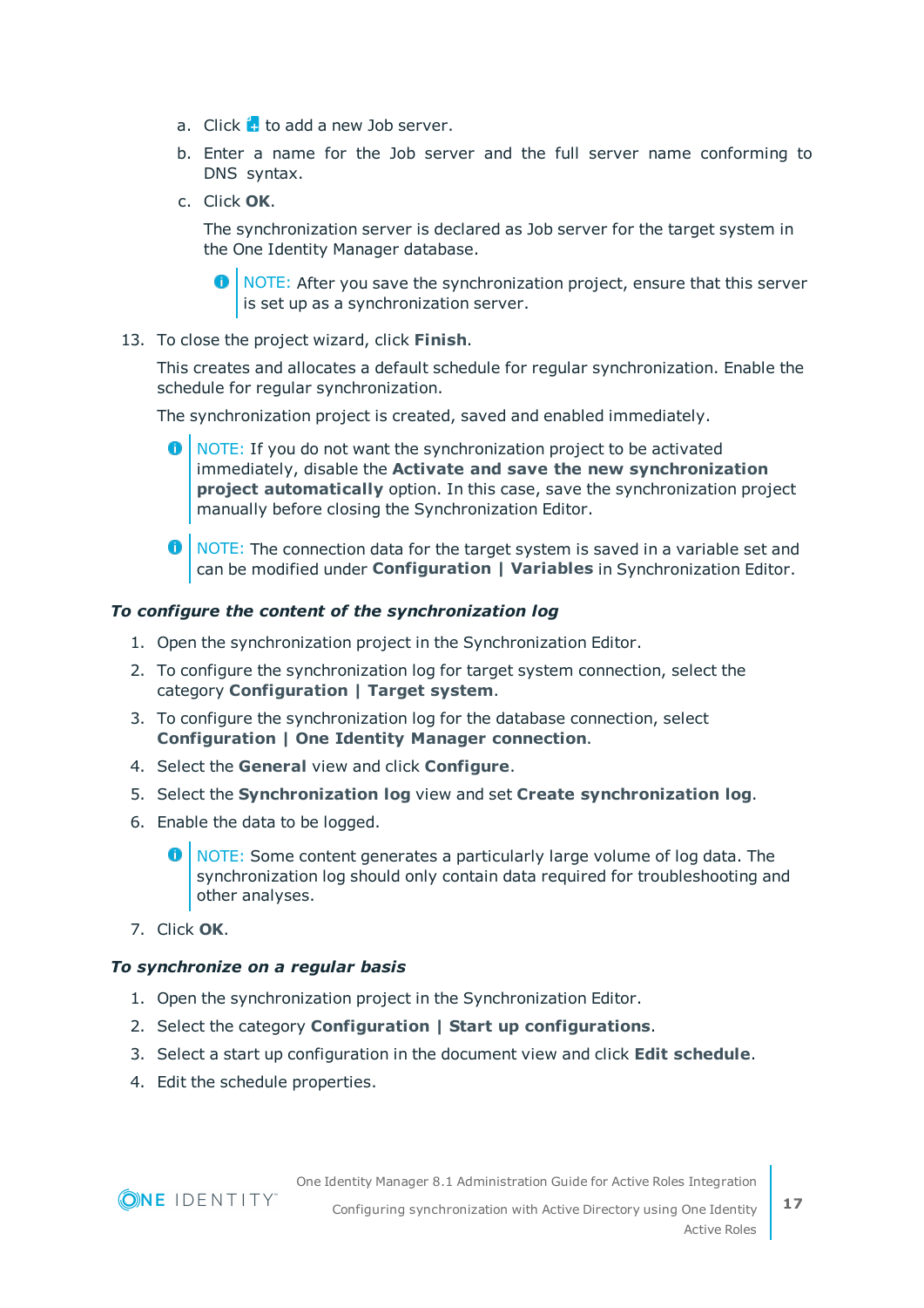a. Click to add a new Job server.
   b. Enter a name for the Job server and the full server name conforming to DNS syntax.
   c. Click **OK**.

      The synchronization server is declared as Job server for the target system in the One Identity Manager database.

      NOTE: After you save the synchronization project, ensure that this server is set up as a synchronization server.

13. To close the project wizard, click **Finish**.

    This creates and allocates a default schedule for regular synchronization. Enable the schedule for regular synchronization.

    The synchronization project is created, saved and enabled immediately.

    NOTE: If you do not want the synchronization project to be activated immediately, disable the **Activate and save the new synchronization project automatically** option. In this case, save the synchronization project manually before closing the Synchronization Editor.

    NOTE: The connection data for the target system is saved in a variable set and can be modified under **Configuration | Variables** in Synchronization Editor.

***To configure the content of the synchronization log***

1. Open the synchronization project in the Synchronization Editor.
2. To configure the synchronization log for target system connection, select the category **Configuration | Target system**.
3. To configure the synchronization log for the database connection, select **Configuration | One Identity Manager connection**.
4. Select the **General** view and click **Configure**.
5. Select the **Synchronization log** view and set **Create synchronization log**.
6. Enable the data to be logged.

   NOTE: Some content generates a particularly large volume of log data. The synchronization log should only contain data required for troubleshooting and other analyses.

7. Click **OK**.

***To synchronize on a regular basis***

1. Open the synchronization project in the Synchronization Editor.
2. Select the category **Configuration | Start up configurations**.
3. Select a start up configuration in the document view and click **Edit schedule**.
4. Edit the schedule properties.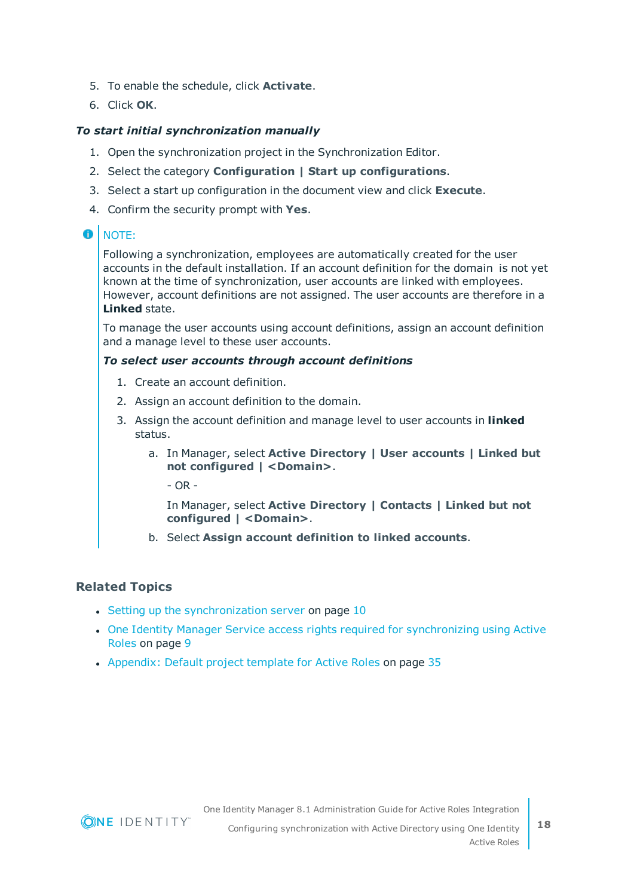5. To enable the schedule, click **Activate**.
6. Click **OK**.

***To start initial synchronization manually***

1. Open the synchronization project in the Synchronization Editor.
2. Select the category **Configuration | Start up configurations**.
3. Select a start up configuration in the document view and click **Execute**.
4. Confirm the security prompt with **Yes**.

> NOTE:
>
> Following a synchronization, employees are automatically created for the user accounts in the default installation. If an account definition for the domain is not yet known at the time of synchronization, user accounts are linked with employees. However, account definitions are not assigned. The user accounts are therefore in a **Linked** state.
>
> To manage the user accounts using account definitions, assign an account definition and a manage level to these user accounts.
>
> ***To select user accounts through account definitions***
>
> 1. Create an account definition.
> 2. Assign an account definition to the domain.
> 3. Assign the account definition and manage level to user accounts in **linked** status.
>     a. In Manager, select **Active Directory | User accounts | Linked but not configured | <Domain>**.
>
>        - OR -
>
>        In Manager, select **Active Directory | Contacts | Linked but not configured | <Domain>**.
>
>     b. Select **Assign account definition to linked accounts**.

### Related Topics

- Setting up the synchronization server on page 10
- One Identity Manager Service access rights required for synchronizing using Active Roles on page 9
- Appendix: Default project template for Active Roles on page 35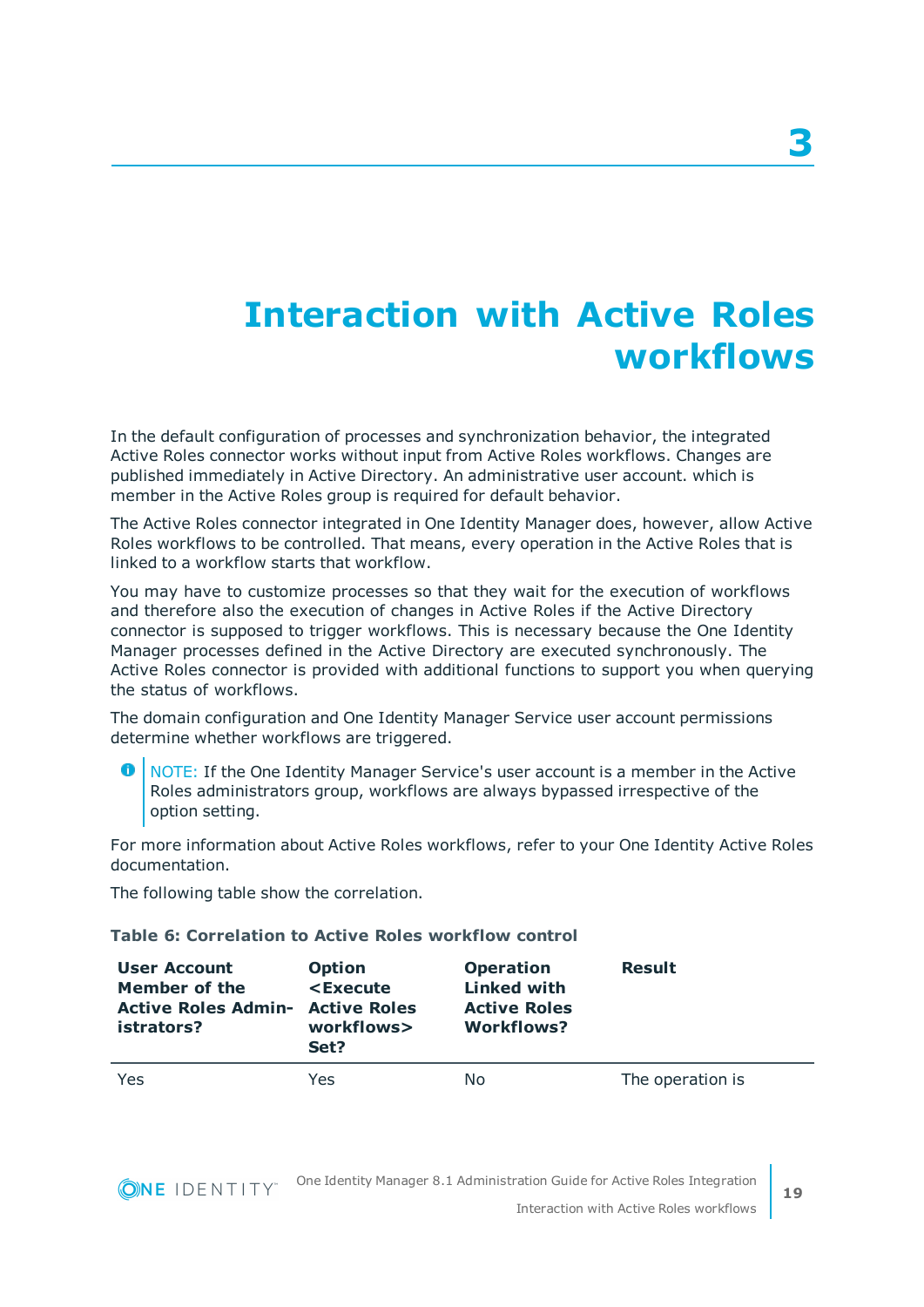# 3 Interaction with Active Roles workflows

In the default configuration of processes and synchronization behavior, the integrated Active Roles connector works without input from Active Roles workflows. Changes are published immediately in Active Directory. An administrative user account. which is member in the Active Roles group is required for default behavior.

The Active Roles connector integrated in One Identity Manager does, however, allow Active Roles workflows to be controlled. That means, every operation in the Active Roles that is linked to a workflow starts that workflow.

You may have to customize processes so that they wait for the execution of workflows and therefore also the execution of changes in Active Roles if the Active Directory connector is supposed to trigger workflows. This is necessary because the One Identity Manager processes defined in the Active Directory are executed synchronously. The Active Roles connector is provided with additional functions to support you when querying the status of workflows.

The domain configuration and One Identity Manager Service user account permissions determine whether workflows are triggered.

> NOTE: If the One Identity Manager Service's user account is a member in the Active Roles administrators group, workflows are always bypassed irrespective of the option setting.

For more information about Active Roles workflows, refer to your One Identity Active Roles documentation.

The following table show the correlation.

**Table 6: Correlation to Active Roles workflow control**

| User Account Member of the Active Roles Administrators? | Option <Execute Active Roles workflows> Set? | Operation Linked with Active Roles Workflows? | Result |
|---|---|---|---|
| Yes | Yes | No | The operation is |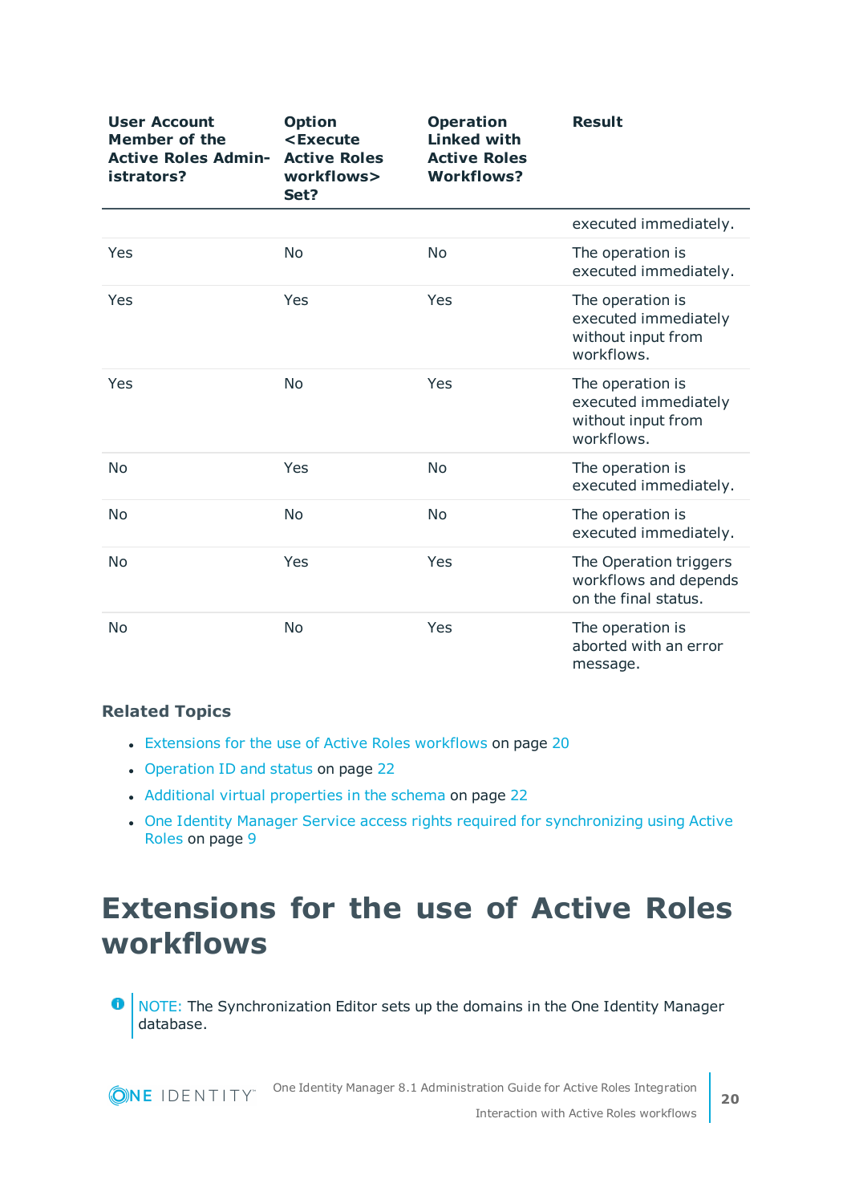| User Account Member of the Active Roles Administrators? | Option <Execute Active Roles workflows> Set? | Operation Linked with Active Roles Workflows? | Result |
|---|---|---|---|
| | | | executed immediately. |
| Yes | No | No | The operation is executed immediately. |
| Yes | Yes | Yes | The operation is executed immediately without input from workflows. |
| Yes | No | Yes | The operation is executed immediately without input from workflows. |
| No | Yes | No | The operation is executed immediately. |
| No | No | No | The operation is executed immediately. |
| No | Yes | Yes | The Operation triggers workflows and depends on the final status. |
| No | No | Yes | The operation is aborted with an error message. |

### Related Topics

- Extensions for the use of Active Roles workflows on page 20
- Operation ID and status on page 22
- Additional virtual properties in the schema on page 22
- One Identity Manager Service access rights required for synchronizing using Active Roles on page 9

# Extensions for the use of Active Roles workflows

NOTE: The Synchronization Editor sets up the domains in the One Identity Manager database.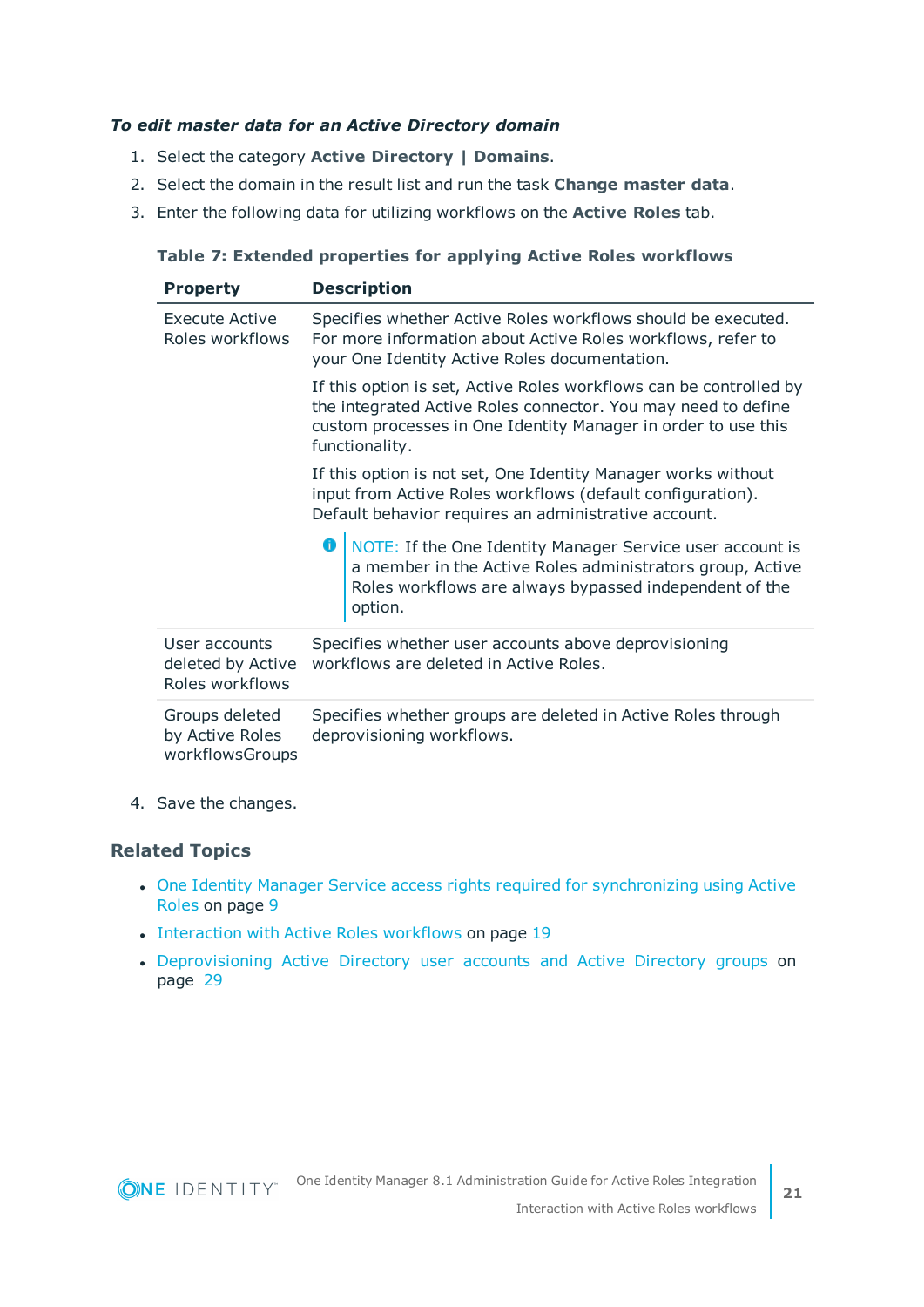***To edit master data for an Active Directory domain***

1. Select the category **Active Directory | Domains**.
2. Select the domain in the result list and run the task **Change master data**.
3. Enter the following data for utilizing workflows on the **Active Roles** tab.

**Table 7: Extended properties for applying Active Roles workflows**

| Property | Description |
|---|---|
| Execute Active Roles workflows | Specifies whether Active Roles workflows should be executed. For more information about Active Roles workflows, refer to your One Identity Active Roles documentation.<br><br>If this option is set, Active Roles workflows can be controlled by the integrated Active Roles connector. You may need to define custom processes in One Identity Manager in order to use this functionality.<br><br>If this option is not set, One Identity Manager works without input from Active Roles workflows (default configuration). Default behavior requires an administrative account.<br><br>NOTE: If the One Identity Manager Service user account is a member in the Active Roles administrators group, Active Roles workflows are always bypassed independent of the option. |
| User accounts deleted by Active Roles workflows | Specifies whether user accounts above deprovisioning workflows are deleted in Active Roles. |
| Groups deleted by Active Roles workflowsGroups | Specifies whether groups are deleted in Active Roles through deprovisioning workflows. |

4. Save the changes.

## Related Topics

- One Identity Manager Service access rights required for synchronizing using Active Roles on page 9
- Interaction with Active Roles workflows on page 19
- Deprovisioning Active Directory user accounts and Active Directory groups on page 29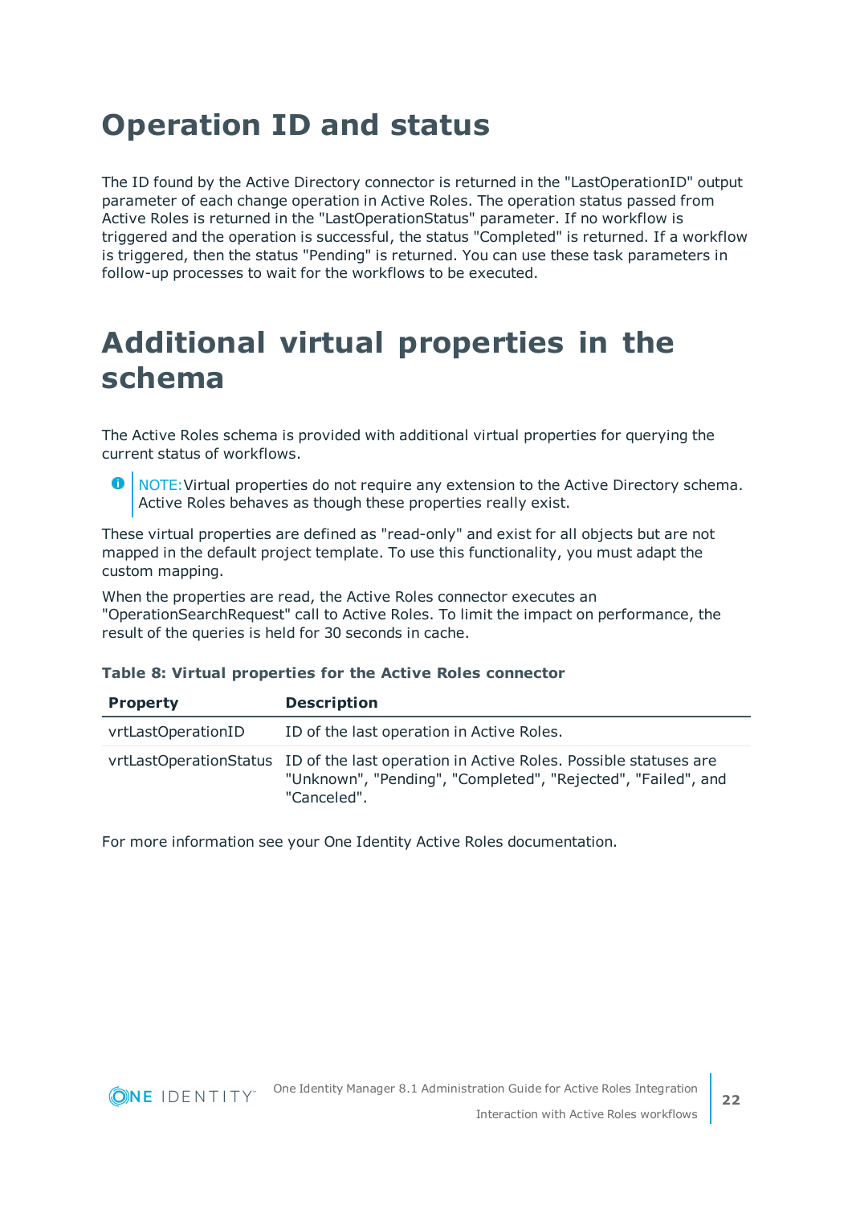# Operation ID and status

The ID found by the Active Directory connector is returned in the "LastOperationID" output parameter of each change operation in Active Roles. The operation status passed from Active Roles is returned in the "LastOperationStatus" parameter. If no workflow is triggered and the operation is successful, the status "Completed" is returned. If a workflow is triggered, then the status "Pending" is returned. You can use these task parameters in follow-up processes to wait for the workflows to be executed.

# Additional virtual properties in the schema

The Active Roles schema is provided with additional virtual properties for querying the current status of workflows.

NOTE: Virtual properties do not require any extension to the Active Directory schema. Active Roles behaves as though these properties really exist.

These virtual properties are defined as "read-only" and exist for all objects but are not mapped in the default project template. To use this functionality, you must adapt the custom mapping.

When the properties are read, the Active Roles connector executes an "OperationSearchRequest" call to Active Roles. To limit the impact on performance, the result of the queries is held for 30 seconds in cache.

**Table 8: Virtual properties for the Active Roles connector**

| Property | Description |
|---|---|
| vrtLastOperationID | ID of the last operation in Active Roles. |
| vrtLastOperationStatus | ID of the last operation in Active Roles. Possible statuses are "Unknown", "Pending", "Completed", "Rejected", "Failed", and "Canceled". |

For more information see your One Identity Active Roles documentation.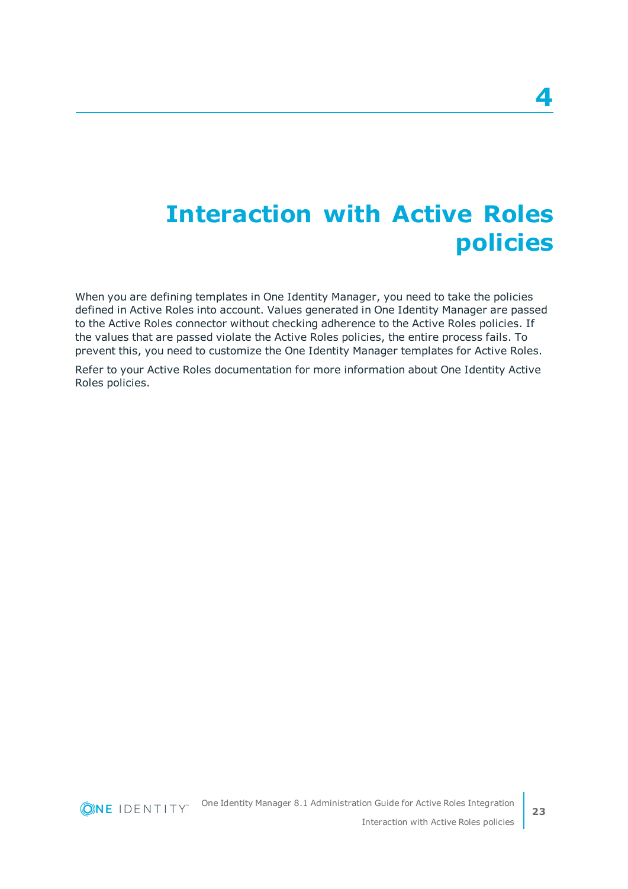# 4 Interaction with Active Roles policies

When you are defining templates in One Identity Manager, you need to take the policies defined in Active Roles into account. Values generated in One Identity Manager are passed to the Active Roles connector without checking adherence to the Active Roles policies. If the values that are passed violate the Active Roles policies, the entire process fails. To prevent this, you need to customize the One Identity Manager templates for Active Roles.

Refer to your Active Roles documentation for more information about One Identity Active Roles policies.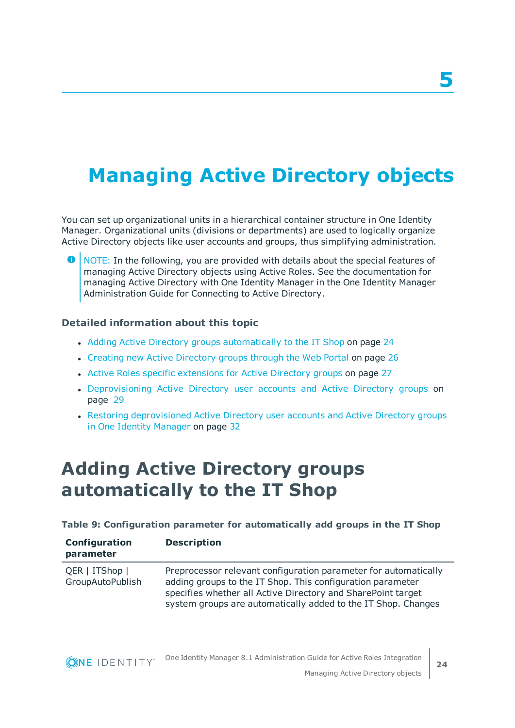# 5 Managing Active Directory objects

You can set up organizational units in a hierarchical container structure in One Identity Manager. Organizational units (divisions or departments) are used to logically organize Active Directory objects like user accounts and groups, thus simplifying administration.

> NOTE: In the following, you are provided with details about the special features of managing Active Directory objects using Active Roles. See the documentation for managing Active Directory with One Identity Manager in the One Identity Manager Administration Guide for Connecting to Active Directory.

### Detailed information about this topic

- Adding Active Directory groups automatically to the IT Shop on page 24
- Creating new Active Directory groups through the Web Portal on page 26
- Active Roles specific extensions for Active Directory groups on page 27
- Deprovisioning Active Directory user accounts and Active Directory groups on page 29
- Restoring deprovisioned Active Directory user accounts and Active Directory groups in One Identity Manager on page 32

## Adding Active Directory groups automatically to the IT Shop

**Table 9: Configuration parameter for automatically add groups in the IT Shop**

| Configuration parameter | Description |
|---|---|
| QER \| ITShop \| GroupAutoPublish | Preprocessor relevant configuration parameter for automatically adding groups to the IT Shop. This configuration parameter specifies whether all Active Directory and SharePoint target system groups are automatically added to the IT Shop. Changes |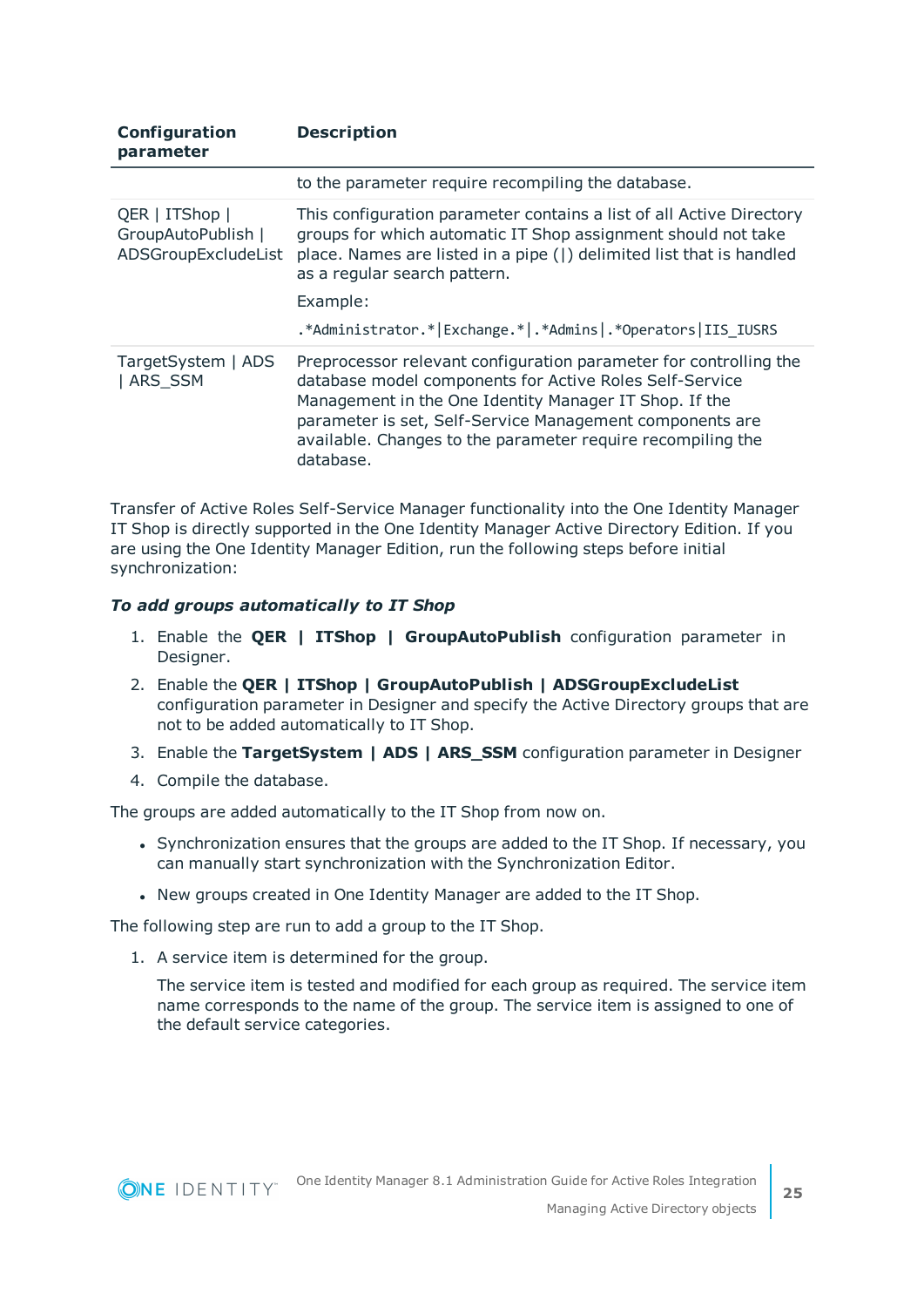| Configuration parameter | Description |
| --- | --- |
| | to the parameter require recompiling the database. |
| QER \| ITShop \| GroupAutoPublish \| ADSGroupExcludeList | This configuration parameter contains a list of all Active Directory groups for which automatic IT Shop assignment should not take place. Names are listed in a pipe (\|) delimited list that is handled as a regular search pattern.<br><br>Example:<br><br>`.*Administrator.*\|Exchange.*\|.*Admins\|.*Operators\|IIS_IUSRS` |
| TargetSystem \| ADS \| ARS_SSM | Preprocessor relevant configuration parameter for controlling the database model components for Active Roles Self-Service Management in the One Identity Manager IT Shop. If the parameter is set, Self-Service Management components are available. Changes to the parameter require recompiling the database. |

Transfer of Active Roles Self-Service Manager functionality into the One Identity Manager IT Shop is directly supported in the One Identity Manager Active Directory Edition. If you are using the One Identity Manager Edition, run the following steps before initial synchronization:

***To add groups automatically to IT Shop***

1. Enable the **QER | ITShop | GroupAutoPublish** configuration parameter in Designer.
2. Enable the **QER | ITShop | GroupAutoPublish | ADSGroupExcludeList** configuration parameter in Designer and specify the Active Directory groups that are not to be added automatically to IT Shop.
3. Enable the **TargetSystem | ADS | ARS_SSM** configuration parameter in Designer
4. Compile the database.

The groups are added automatically to the IT Shop from now on.

- Synchronization ensures that the groups are added to the IT Shop. If necessary, you can manually start synchronization with the Synchronization Editor.
- New groups created in One Identity Manager are added to the IT Shop.

The following step are run to add a group to the IT Shop.

1. A service item is determined for the group.

   The service item is tested and modified for each group as required. The service item name corresponds to the name of the group. The service item is assigned to one of the default service categories.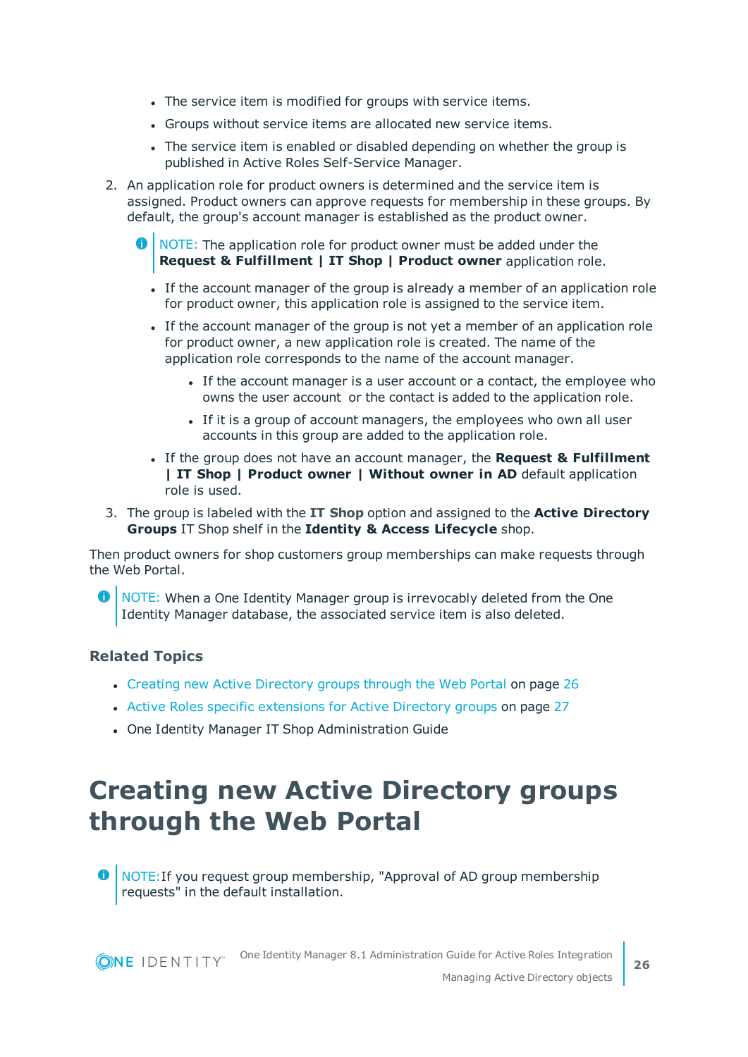- The service item is modified for groups with service items.
- Groups without service items are allocated new service items.
- The service item is enabled or disabled depending on whether the group is published in Active Roles Self-Service Manager.

2. An application role for product owners is determined and the service item is assigned. Product owners can approve requests for membership in these groups. By default, the group's account manager is established as the product owner.

   > NOTE: The application role for product owner must be added under the **Request & Fulfillment | IT Shop | Product owner** application role.

   - If the account manager of the group is already a member of an application role for product owner, this application role is assigned to the service item.
   - If the account manager of the group is not yet a member of an application role for product owner, a new application role is created. The name of the application role corresponds to the name of the account manager.
     - If the account manager is a user account or a contact, the employee who owns the user account or the contact is added to the application role.
     - If it is a group of account managers, the employees who own all user accounts in this group are added to the application role.
   - If the group does not have an account manager, the **Request & Fulfillment | IT Shop | Product owner | Without owner in AD** default application role is used.

3. The group is labeled with the **IT Shop** option and assigned to the **Active Directory Groups** IT Shop shelf in the **Identity & Access Lifecycle** shop.

Then product owners for shop customers group memberships can make requests through the Web Portal.

> NOTE: When a One Identity Manager group is irrevocably deleted from the One Identity Manager database, the associated service item is also deleted.

### Related Topics

- Creating new Active Directory groups through the Web Portal on page 26
- Active Roles specific extensions for Active Directory groups on page 27
- One Identity Manager IT Shop Administration Guide

# Creating new Active Directory groups through the Web Portal

> NOTE:If you request group membership, "Approval of AD group membership requests" in the default installation.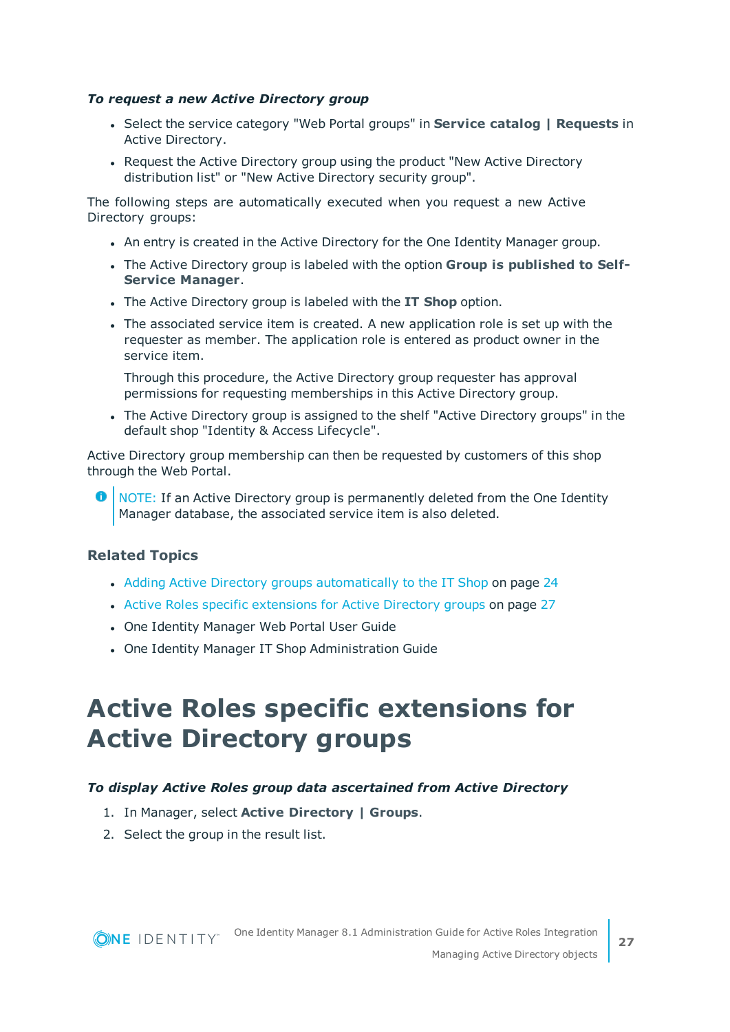***To request a new Active Directory group***

- Select the service category "Web Portal groups" in **Service catalog | Requests** in Active Directory.
- Request the Active Directory group using the product "New Active Directory distribution list" or "New Active Directory security group".

The following steps are automatically executed when you request a new Active Directory groups:

- An entry is created in the Active Directory for the One Identity Manager group.
- The Active Directory group is labeled with the option **Group is published to Self-Service Manager**.
- The Active Directory group is labeled with the **IT Shop** option.
- The associated service item is created. A new application role is set up with the requester as member. The application role is entered as product owner in the service item.

  Through this procedure, the Active Directory group requester has approval permissions for requesting memberships in this Active Directory group.
- The Active Directory group is assigned to the shelf "Active Directory groups" in the default shop "Identity & Access Lifecycle".

Active Directory group membership can then be requested by customers of this shop through the Web Portal.

NOTE: If an Active Directory group is permanently deleted from the One Identity Manager database, the associated service item is also deleted.

### Related Topics

- Adding Active Directory groups automatically to the IT Shop on page 24
- Active Roles specific extensions for Active Directory groups on page 27
- One Identity Manager Web Portal User Guide
- One Identity Manager IT Shop Administration Guide

# Active Roles specific extensions for Active Directory groups

***To display Active Roles group data ascertained from Active Directory***

1. In Manager, select **Active Directory | Groups**.
2. Select the group in the result list.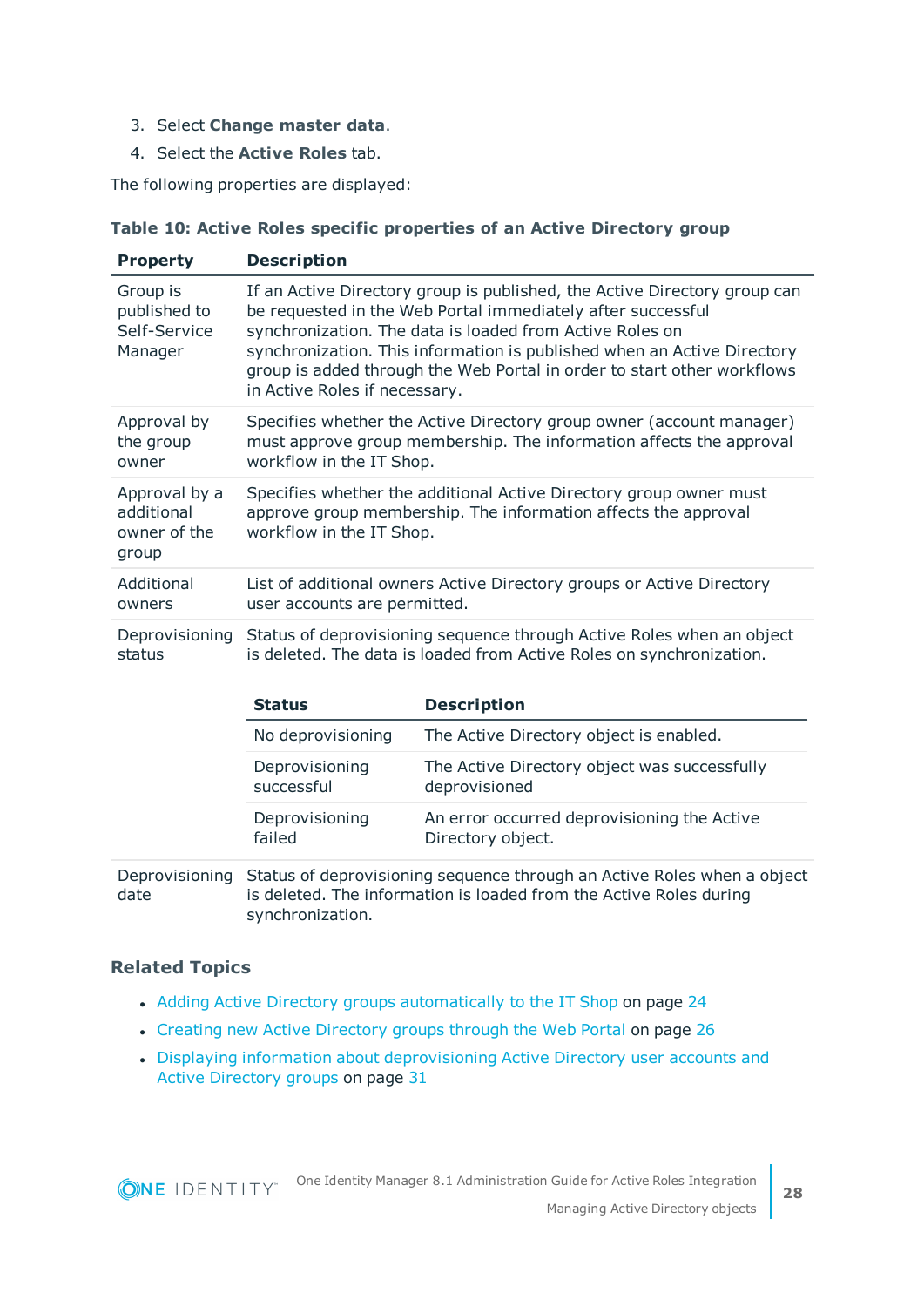3. Select **Change master data**.
4. Select the **Active Roles** tab.

The following properties are displayed:

**Table 10: Active Roles specific properties of an Active Directory group**

| Property | Description |
|---|---|
| Group is published to Self-Service Manager | If an Active Directory group is published, the Active Directory group can be requested in the Web Portal immediately after successful synchronization. The data is loaded from Active Roles on synchronization. This information is published when an Active Directory group is added through the Web Portal in order to start other workflows in Active Roles if necessary. |
| Approval by the group owner | Specifies whether the Active Directory group owner (account manager) must approve group membership. The information affects the approval workflow in the IT Shop. |
| Approval by a additional owner of the group | Specifies whether the additional Active Directory group owner must approve group membership. The information affects the approval workflow in the IT Shop. |
| Additional owners | List of additional owners Active Directory groups or Active Directory user accounts are permitted. |
| Deprovisioning status | Status of deprovisioning sequence through Active Roles when an object is deleted. The data is loaded from Active Roles on synchronization. <br><br> **Status**: No deprovisioning — **Description**: The Active Directory object is enabled. <br> **Status**: Deprovisioning successful — **Description**: The Active Directory object was successfully deprovisioned <br> **Status**: Deprovisioning failed — **Description**: An error occurred deprovisioning the Active Directory object. |
| Deprovisioning date | Status of deprovisioning sequence through an Active Roles when a object is deleted. The information is loaded from the Active Roles during synchronization. |

## Related Topics

- Adding Active Directory groups automatically to the IT Shop on page 24
- Creating new Active Directory groups through the Web Portal on page 26
- Displaying information about deprovisioning Active Directory user accounts and Active Directory groups on page 31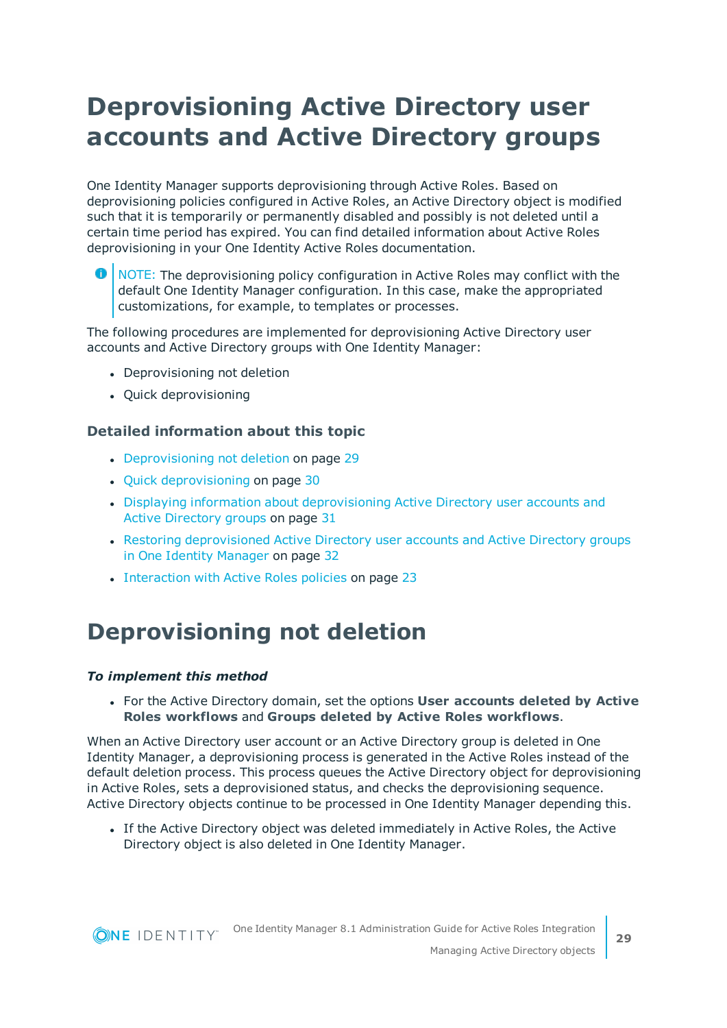# Deprovisioning Active Directory user accounts and Active Directory groups

One Identity Manager supports deprovisioning through Active Roles. Based on deprovisioning policies configured in Active Roles, an Active Directory object is modified such that it is temporarily or permanently disabled and possibly is not deleted until a certain time period has expired. You can find detailed information about Active Roles deprovisioning in your One Identity Active Roles documentation.

> NOTE: The deprovisioning policy configuration in Active Roles may conflict with the default One Identity Manager configuration. In this case, make the appropriated customizations, for example, to templates or processes.

The following procedures are implemented for deprovisioning Active Directory user accounts and Active Directory groups with One Identity Manager:

- Deprovisioning not deletion
- Quick deprovisioning

### Detailed information about this topic

- Deprovisioning not deletion on page 29
- Quick deprovisioning on page 30
- Displaying information about deprovisioning Active Directory user accounts and Active Directory groups on page 31
- Restoring deprovisioned Active Directory user accounts and Active Directory groups in One Identity Manager on page 32
- Interaction with Active Roles policies on page 23

# Deprovisioning not deletion

***To implement this method***

- For the Active Directory domain, set the options **User accounts deleted by Active Roles workflows** and **Groups deleted by Active Roles workflows**.

When an Active Directory user account or an Active Directory group is deleted in One Identity Manager, a deprovisioning process is generated in the Active Roles instead of the default deletion process. This process queues the Active Directory object for deprovisioning in Active Roles, sets a deprovisioned status, and checks the deprovisioning sequence. Active Directory objects continue to be processed in One Identity Manager depending this.

- If the Active Directory object was deleted immediately in Active Roles, the Active Directory object is also deleted in One Identity Manager.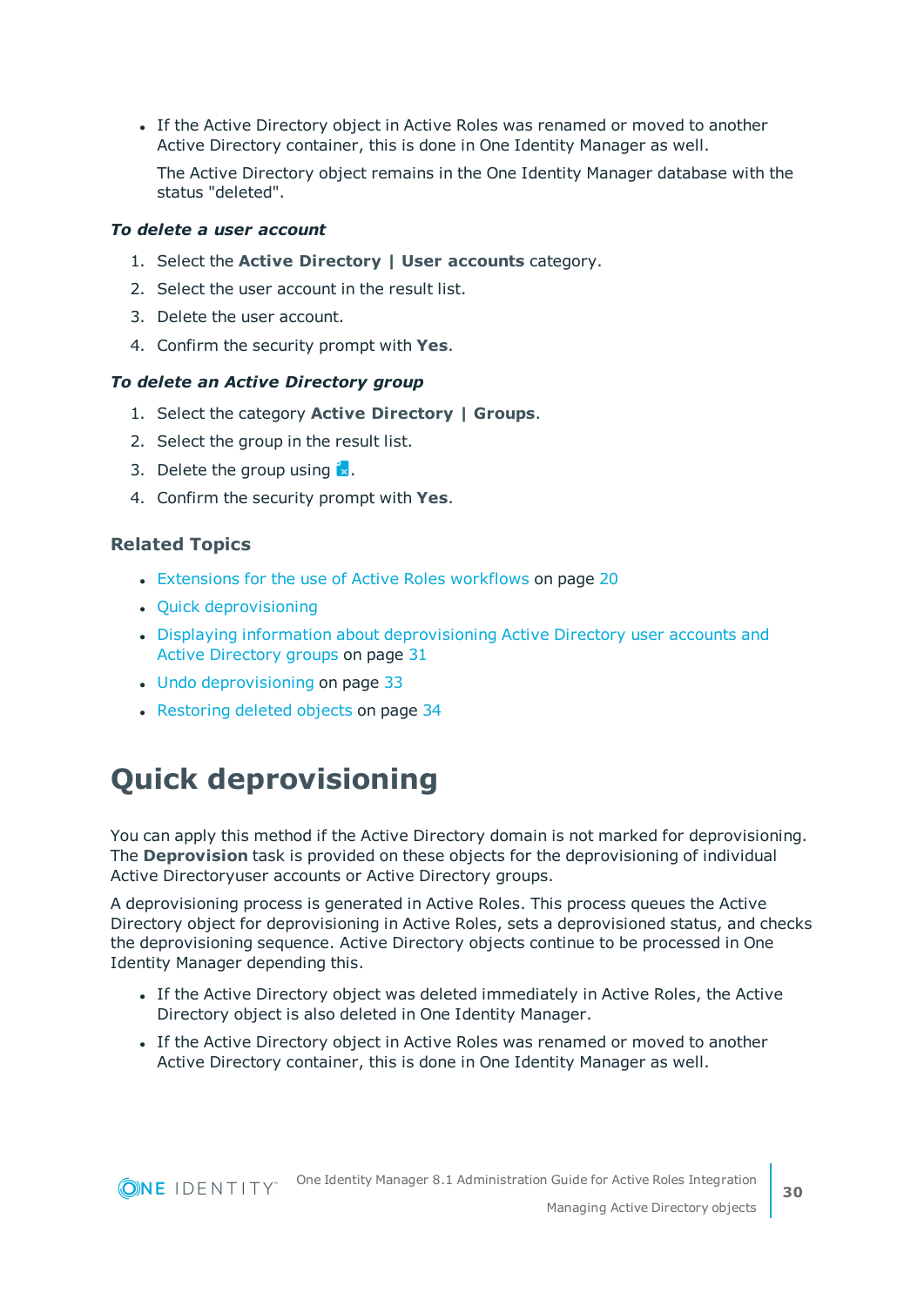- If the Active Directory object in Active Roles was renamed or moved to another Active Directory container, this is done in One Identity Manager as well.

  The Active Directory object remains in the One Identity Manager database with the status "deleted".

***To delete a user account***

1. Select the **Active Directory | User accounts** category.
2. Select the user account in the result list.
3. Delete the user account.
4. Confirm the security prompt with **Yes**.

***To delete an Active Directory group***

1. Select the category **Active Directory | Groups**.
2. Select the group in the result list.
3. Delete the group using .
4. Confirm the security prompt with **Yes**.

### Related Topics

- Extensions for the use of Active Roles workflows on page 20
- Quick deprovisioning
- Displaying information about deprovisioning Active Directory user accounts and Active Directory groups on page 31
- Undo deprovisioning on page 33
- Restoring deleted objects on page 34

# Quick deprovisioning

You can apply this method if the Active Directory domain is not marked for deprovisioning. The **Deprovision** task is provided on these objects for the deprovisioning of individual Active Directoryuser accounts or Active Directory groups.

A deprovisioning process is generated in Active Roles. This process queues the Active Directory object for deprovisioning in Active Roles, sets a deprovisioned status, and checks the deprovisioning sequence. Active Directory objects continue to be processed in One Identity Manager depending this.

- If the Active Directory object was deleted immediately in Active Roles, the Active Directory object is also deleted in One Identity Manager.
- If the Active Directory object in Active Roles was renamed or moved to another Active Directory container, this is done in One Identity Manager as well.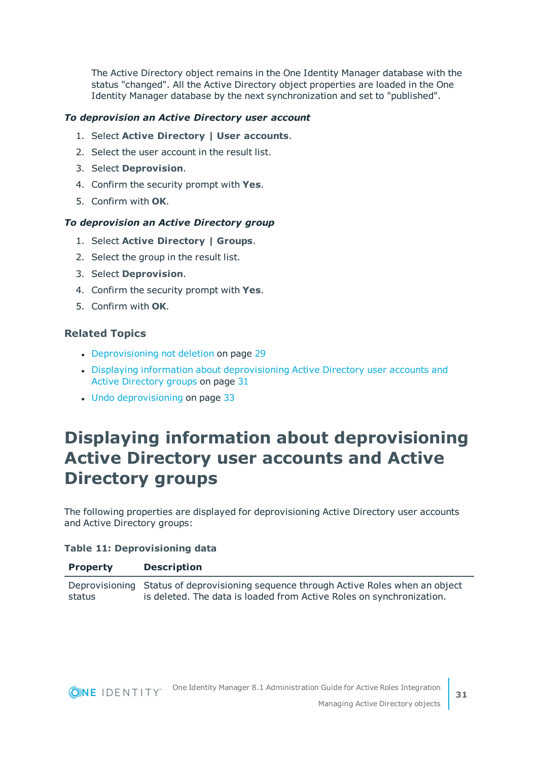The Active Directory object remains in the One Identity Manager database with the status "changed". All the Active Directory object properties are loaded in the One Identity Manager database by the next synchronization and set to "published".

***To deprovision an Active Directory user account***

1. Select **Active Directory | User accounts**.
2. Select the user account in the result list.
3. Select **Deprovision**.
4. Confirm the security prompt with **Yes**.
5. Confirm with **OK**.

***To deprovision an Active Directory group***

1. Select **Active Directory | Groups**.
2. Select the group in the result list.
3. Select **Deprovision**.
4. Confirm the security prompt with **Yes**.
5. Confirm with **OK**.

### Related Topics

- Deprovisioning not deletion on page 29
- Displaying information about deprovisioning Active Directory user accounts and Active Directory groups on page 31
- Undo deprovisioning on page 33

# Displaying information about deprovisioning Active Directory user accounts and Active Directory groups

The following properties are displayed for deprovisioning Active Directory user accounts and Active Directory groups:

**Table 11: Deprovisioning data**

| Property | Description |
|---|---|
| Deprovisioning status | Status of deprovisioning sequence through Active Roles when an object is deleted. The data is loaded from Active Roles on synchronization. |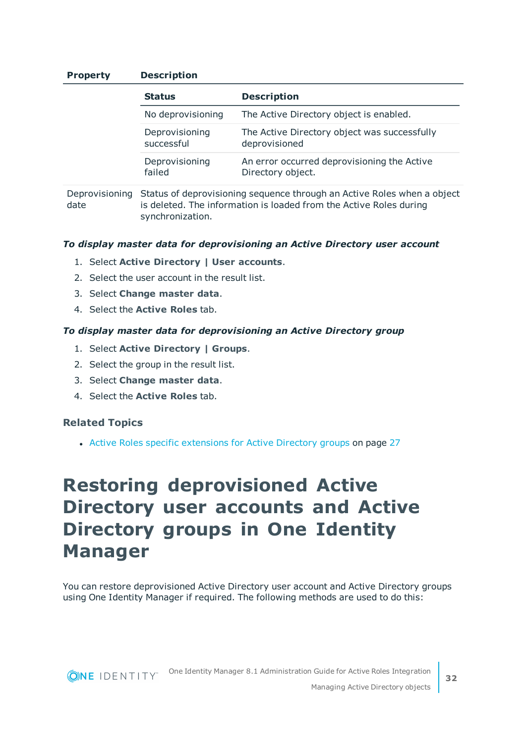| Property | Description | |
|---|---|---|
| | **Status** | **Description** |
| | No deprovisioning | The Active Directory object is enabled. |
| | Deprovisioning successful | The Active Directory object was successfully deprovisioned |
| | Deprovisioning failed | An error occurred deprovisioning the Active Directory object. |
| Deprovisioning date | Status of deprovisioning sequence through an Active Roles when a object is deleted. The information is loaded from the Active Roles during synchronization. | |

***To display master data for deprovisioning an Active Directory user account***

1. Select **Active Directory | User accounts**.
2. Select the user account in the result list.
3. Select **Change master data**.
4. Select the **Active Roles** tab.

***To display master data for deprovisioning an Active Directory group***

1. Select **Active Directory | Groups**.
2. Select the group in the result list.
3. Select **Change master data**.
4. Select the **Active Roles** tab.

### Related Topics

- Active Roles specific extensions for Active Directory groups on page 27

# Restoring deprovisioned Active Directory user accounts and Active Directory groups in One Identity Manager

You can restore deprovisioned Active Directory user account and Active Directory groups using One Identity Manager if required. The following methods are used to do this: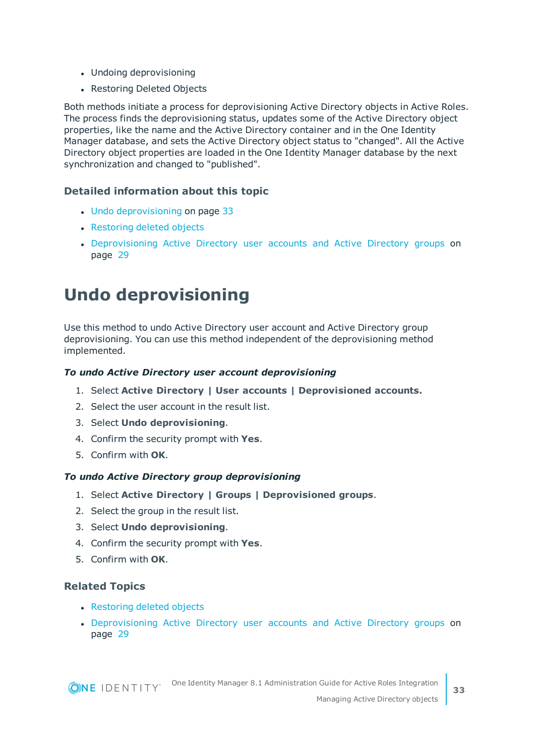- Undoing deprovisioning
- Restoring Deleted Objects

Both methods initiate a process for deprovisioning Active Directory objects in Active Roles. The process finds the deprovisioning status, updates some of the Active Directory object properties, like the name and the Active Directory container and in the One Identity Manager database, and sets the Active Directory object status to "changed". All the Active Directory object properties are loaded in the One Identity Manager database by the next synchronization and changed to "published".

### Detailed information about this topic

- Undo deprovisioning on page 33
- Restoring deleted objects
- Deprovisioning Active Directory user accounts and Active Directory groups on page 29

# Undo deprovisioning

Use this method to undo Active Directory user account and Active Directory group deprovisioning. You can use this method independent of the deprovisioning method implemented.

***To undo Active Directory user account deprovisioning***

1. Select **Active Directory | User accounts | Deprovisioned accounts.**
2. Select the user account in the result list.
3. Select **Undo deprovisioning**.
4. Confirm the security prompt with **Yes**.
5. Confirm with **OK**.

***To undo Active Directory group deprovisioning***

1. Select **Active Directory | Groups | Deprovisioned groups**.
2. Select the group in the result list.
3. Select **Undo deprovisioning**.
4. Confirm the security prompt with **Yes**.
5. Confirm with **OK**.

### Related Topics

- Restoring deleted objects
- Deprovisioning Active Directory user accounts and Active Directory groups on page 29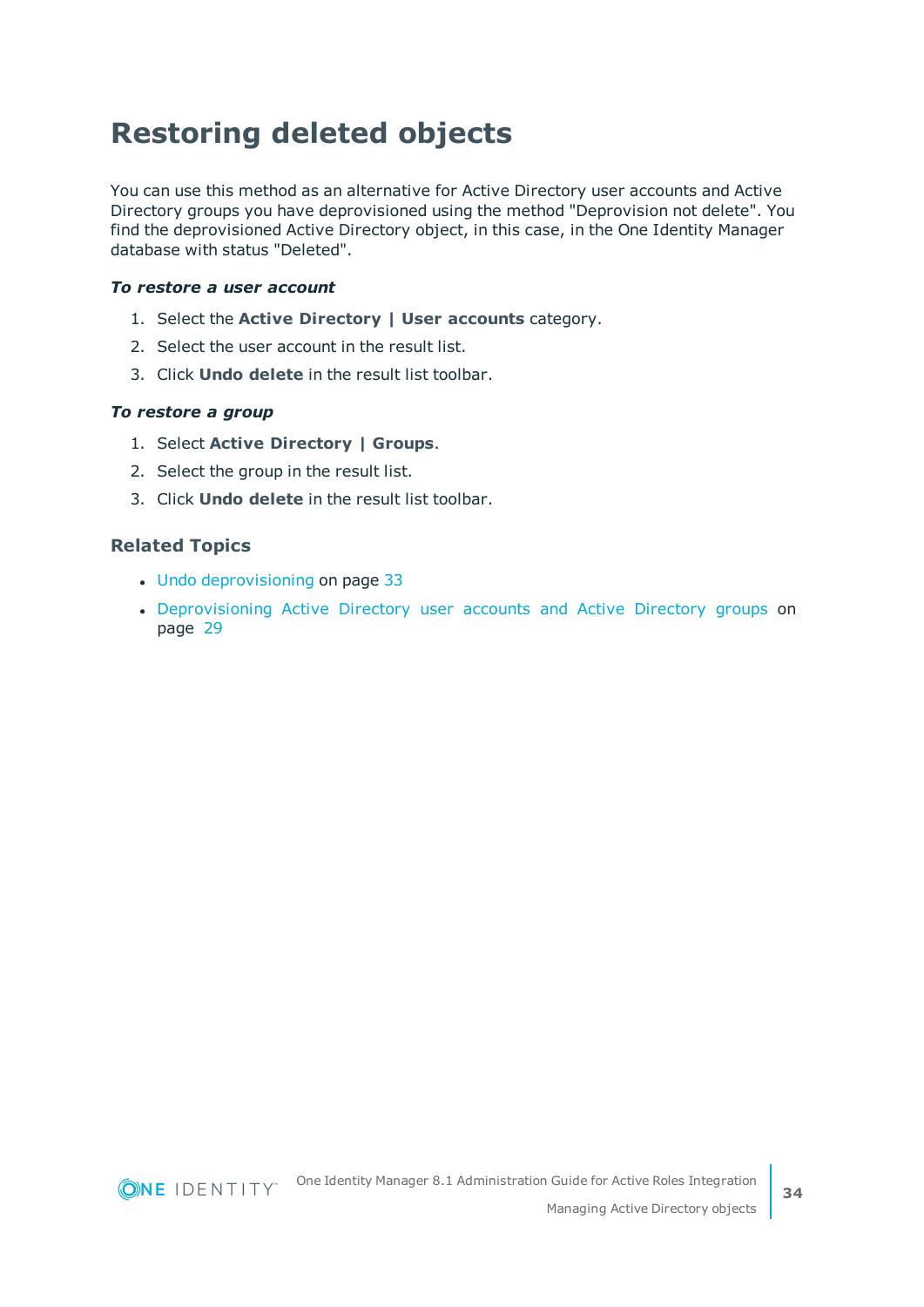# Restoring deleted objects

You can use this method as an alternative for Active Directory user accounts and Active Directory groups you have deprovisioned using the method "Deprovision not delete". You find the deprovisioned Active Directory object, in this case, in the One Identity Manager database with status "Deleted".

***To restore a user account***

1. Select the **Active Directory | User accounts** category.
2. Select the user account in the result list.
3. Click **Undo delete** in the result list toolbar.

***To restore a group***

1. Select **Active Directory | Groups**.
2. Select the group in the result list.
3. Click **Undo delete** in the result list toolbar.

### Related Topics

- Undo deprovisioning on page 33
- Deprovisioning Active Directory user accounts and Active Directory groups on page 29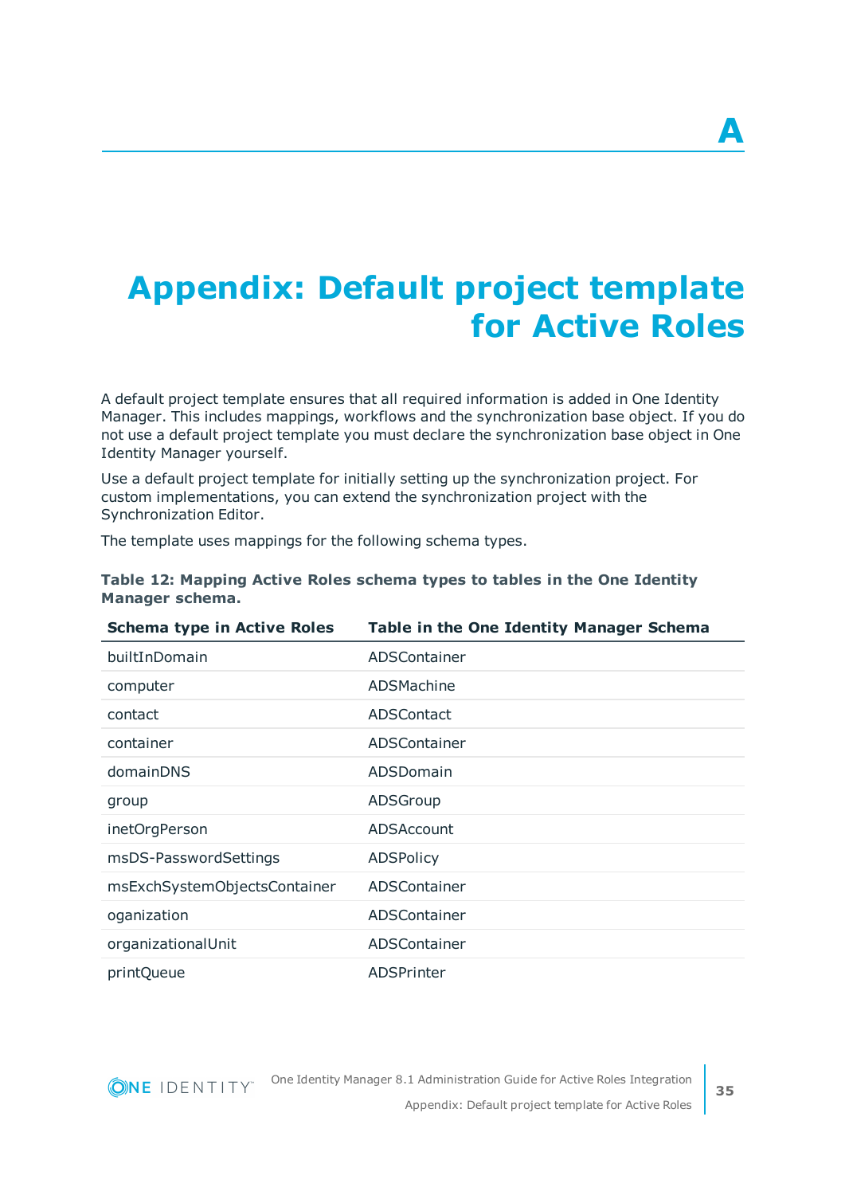# A

# Appendix: Default project template for Active Roles

A default project template ensures that all required information is added in One Identity Manager. This includes mappings, workflows and the synchronization base object. If you do not use a default project template you must declare the synchronization base object in One Identity Manager yourself.

Use a default project template for initially setting up the synchronization project. For custom implementations, you can extend the synchronization project with the Synchronization Editor.

The template uses mappings for the following schema types.

**Table 12: Mapping Active Roles schema types to tables in the One Identity Manager schema.**

| Schema type in Active Roles | Table in the One Identity Manager Schema |
|---|---|
| builtInDomain | ADSContainer |
| computer | ADSMachine |
| contact | ADSContact |
| container | ADSContainer |
| domainDNS | ADSDomain |
| group | ADSGroup |
| inetOrgPerson | ADSAccount |
| msDS-PasswordSettings | ADSPolicy |
| msExchSystemObjectsContainer | ADSContainer |
| oganization | ADSContainer |
| organizationalUnit | ADSContainer |
| printQueue | ADSPrinter |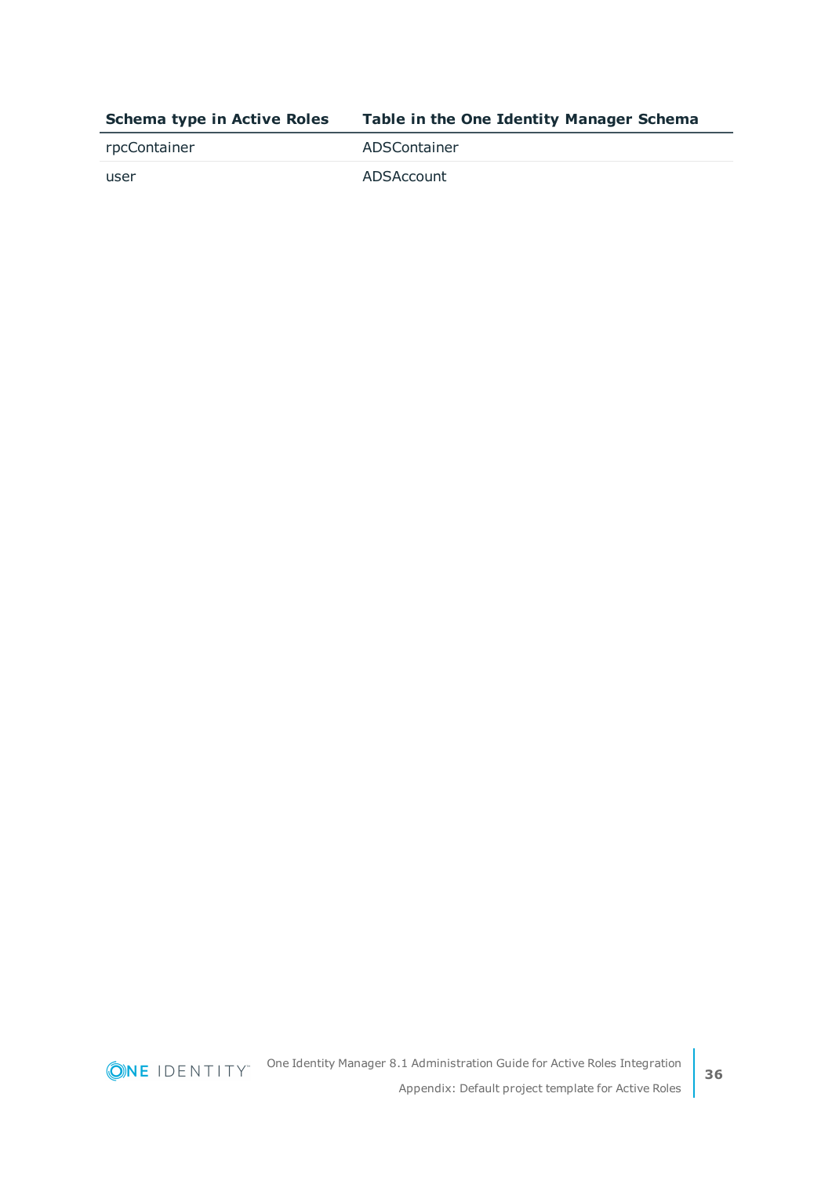| Schema type in Active Roles | Table in the One Identity Manager Schema |
| --- | --- |
| rpcContainer | ADSContainer |
| user | ADSAccount |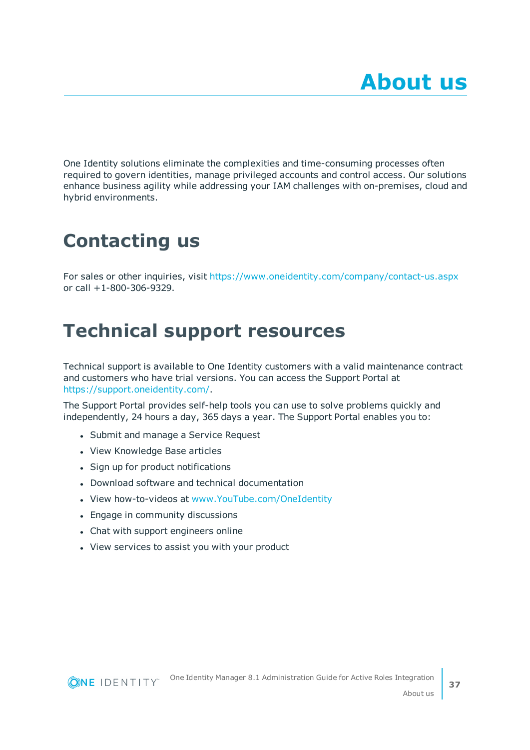# About us

One Identity solutions eliminate the complexities and time-consuming processes often required to govern identities, manage privileged accounts and control access. Our solutions enhance business agility while addressing your IAM challenges with on-premises, cloud and hybrid environments.

## Contacting us

For sales or other inquiries, visit https://www.oneidentity.com/company/contact-us.aspx or call +1-800-306-9329.

## Technical support resources

Technical support is available to One Identity customers with a valid maintenance contract and customers who have trial versions. You can access the Support Portal at https://support.oneidentity.com/.

The Support Portal provides self-help tools you can use to solve problems quickly and independently, 24 hours a day, 365 days a year. The Support Portal enables you to:

- Submit and manage a Service Request
- View Knowledge Base articles
- Sign up for product notifications
- Download software and technical documentation
- View how-to-videos at www.YouTube.com/OneIdentity
- Engage in community discussions
- Chat with support engineers online
- View services to assist you with your product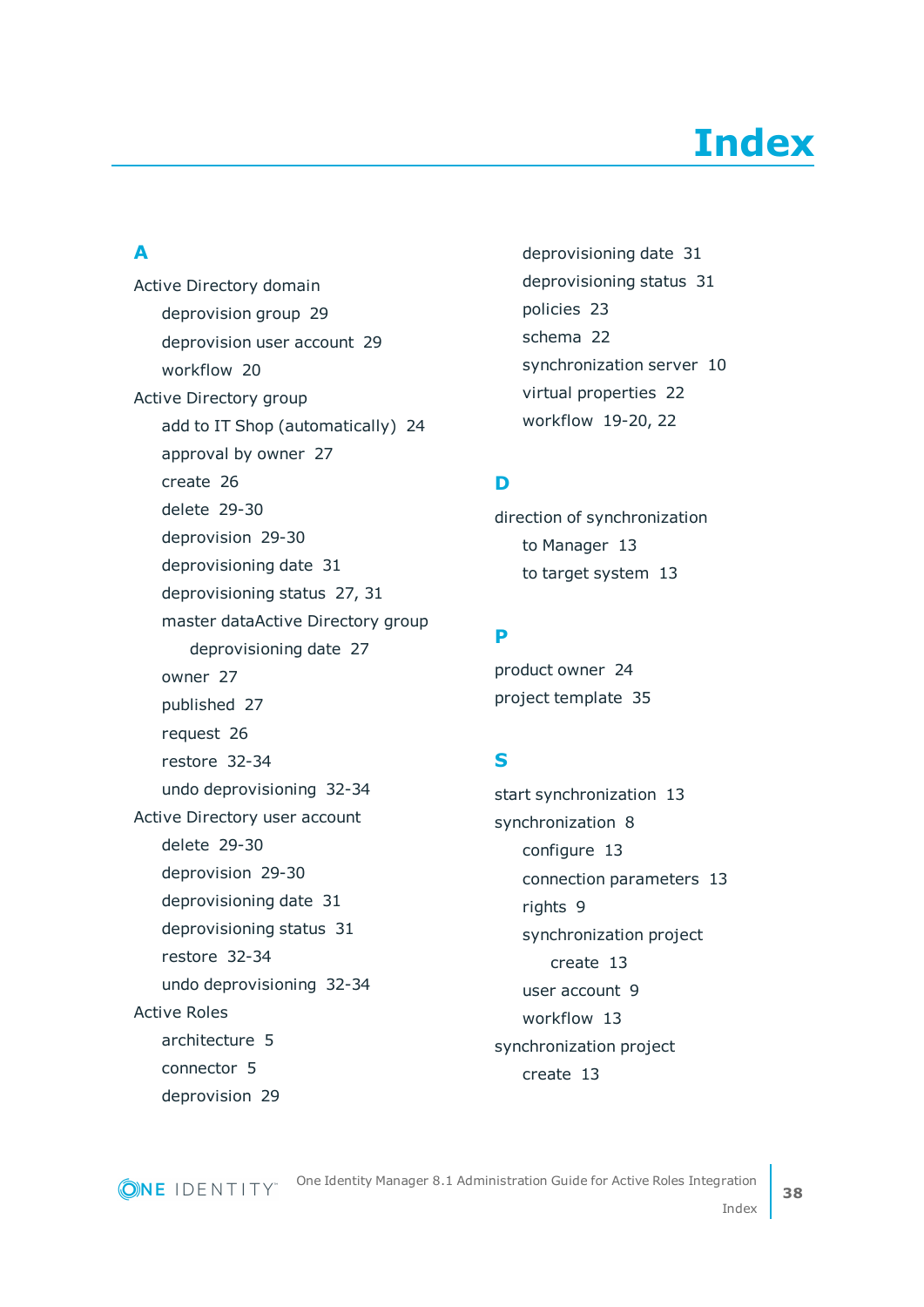# Index

## A

Active Directory domain
- deprovision group 29
- deprovision user account 29
- workflow 20

Active Directory group
- add to IT Shop (automatically) 24
- approval by owner 27
- create 26
- delete 29-30
- deprovision 29-30
- deprovisioning date 31
- deprovisioning status 27, 31
- master dataActive Directory group
  - deprovisioning date 27
- owner 27
- published 27
- request 26
- restore 32-34
- undo deprovisioning 32-34

Active Directory user account
- delete 29-30
- deprovision 29-30
- deprovisioning date 31
- deprovisioning status 31
- restore 32-34
- undo deprovisioning 32-34

Active Roles
- architecture 5
- connector 5
- deprovision 29
- deprovisioning date 31
- deprovisioning status 31
- policies 23
- schema 22
- synchronization server 10
- virtual properties 22
- workflow 19-20, 22

## D

direction of synchronization
- to Manager 13
- to target system 13

## P

product owner 24

project template 35

## S

start synchronization 13

synchronization 8
- configure 13
- connection parameters 13
- rights 9
- synchronization project
  - create 13
- user account 9
- workflow 13

synchronization project
- create 13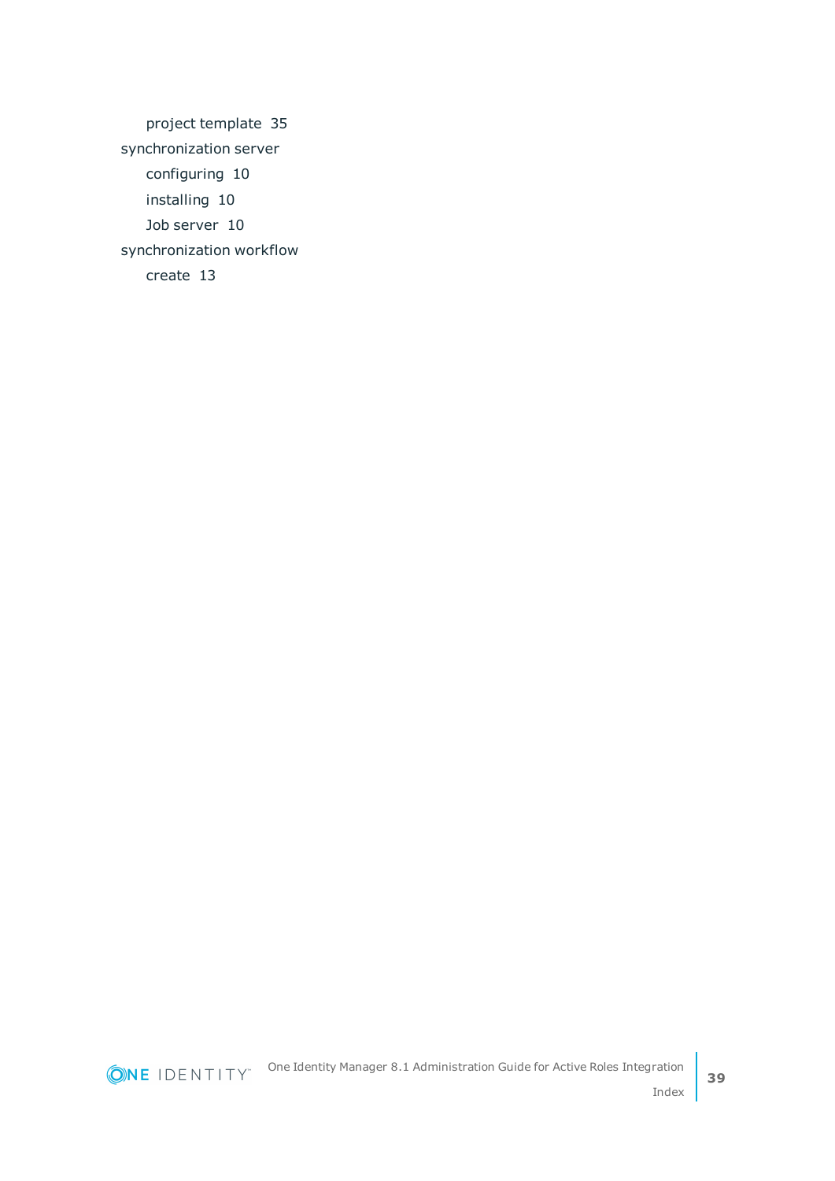project template 35

synchronization server

- configuring 10
- installing 10
- Job server 10

synchronization workflow

- create 13